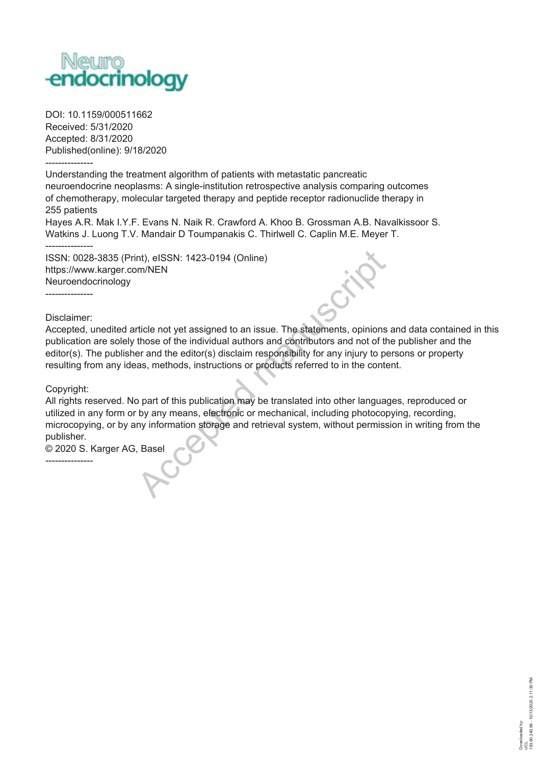Neuro
endocrinology

DOI: 10.1159/000511662
Received: 5/31/2020
Accepted: 8/31/2020
Published(online): 9/18/2020

---------------

Understanding the treatment algorithm of patients with metastatic pancreatic neuroendocrine neoplasms: A single-institution retrospective analysis comparing outcomes of chemotherapy, molecular targeted therapy and peptide receptor radionuclide therapy in 255 patients

Hayes A.R. Mak I.Y.F. Evans N. Naik R. Crawford A. Khoo B. Grossman A.B. Navalkissoor S. Watkins J. Luong T.V. Mandair D Toumpanakis C. Thirlwell C. Caplin M.E. Meyer T.

---------------

ISSN: 0028-3835 (Print), eISSN: 1423-0194 (Online)
https://www.karger.com/NEN
Neuroendocrinology

---------------

Disclaimer:
Accepted, unedited article not yet assigned to an issue. The statements, opinions and data contained in this publication are solely those of the individual authors and contributors and not of the publisher and the editor(s). The publisher and the editor(s) disclaim responsibility for any injury to persons or property resulting from any ideas, methods, instructions or products referred to in the content.

Copyright:
All rights reserved. No part of this publication may be translated into other languages, reproduced or utilized in any form or by any means, electronic or mechanical, including photocopying, recording, microcopying, or by any information storage and retrieval system, without permission in writing from the publisher.
© 2020 S. Karger AG, Basel

---------------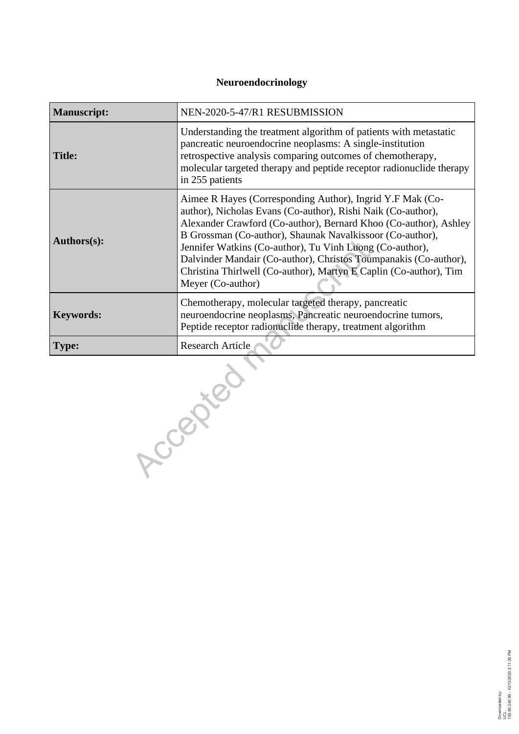**Neuroendocrinology**

| **Manuscript:** | NEN-2020-5-47/R1 RESUBMISSION |
|---|---|
| **Title:** | Understanding the treatment algorithm of patients with metastatic pancreatic neuroendocrine neoplasms: A single-institution retrospective analysis comparing outcomes of chemotherapy, molecular targeted therapy and peptide receptor radionuclide therapy in 255 patients |
| **Authors(s):** | Aimee R Hayes (Corresponding Author), Ingrid Y.F Mak (Co-author), Nicholas Evans (Co-author), Rishi Naik (Co-author), Alexander Crawford (Co-author), Bernard Khoo (Co-author), Ashley B Grossman (Co-author), Shaunak Navalkissoor (Co-author), Jennifer Watkins (Co-author), Tu Vinh Luong (Co-author), Dalvinder Mandair (Co-author), Christos Toumpanakis (Co-author), Christina Thirlwell (Co-author), Martyn E Caplin (Co-author), Tim Meyer (Co-author) |
| **Keywords:** | Chemotherapy, molecular targeted therapy, pancreatic neuroendocrine neoplasms, Pancreatic neuroendocrine tumors, Peptide receptor radionuclide therapy, treatment algorithm |
| **Type:** | Research Article |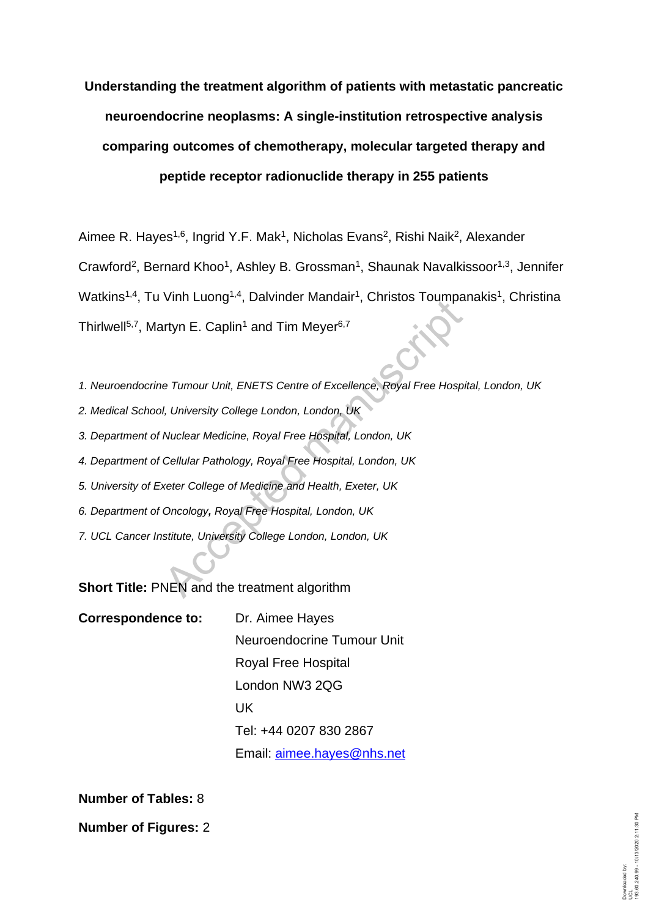**Understanding the treatment algorithm of patients with metastatic pancreatic neuroendocrine neoplasms: A single-institution retrospective analysis comparing outcomes of chemotherapy, molecular targeted therapy and peptide receptor radionuclide therapy in 255 patients**

Aimee R. Hayes[1,6], Ingrid Y.F. Mak[1], Nicholas Evans[2], Rishi Naik[2], Alexander Crawford[2], Bernard Khoo[1], Ashley B. Grossman[1], Shaunak Navalkissoor[1,3], Jennifer Watkins[1,4], Tu Vinh Luong[1,4], Dalvinder Mandair[1], Christos Toumpanakis[1], Christina Thirlwell[5,7], Martyn E. Caplin[1] and Tim Meyer[6,7]

*1. Neuroendocrine Tumour Unit, ENETS Centre of Excellence, Royal Free Hospital, London, UK*

*2. Medical School, University College London, London, UK*

*3. Department of Nuclear Medicine, Royal Free Hospital, London, UK*

*4. Department of Cellular Pathology, Royal Free Hospital, London, UK*

*5. University of Exeter College of Medicine and Health, Exeter, UK*

*6. Department of Oncology, Royal Free Hospital, London, UK*

*7. UCL Cancer Institute, University College London, London, UK*

**Short Title:** PNEN and the treatment algorithm

**Correspondence to:** Dr. Aimee Hayes
Neuroendocrine Tumour Unit
Royal Free Hospital
London NW3 2QG
UK
Tel: +44 0207 830 2867
Email: aimee.hayes@nhs.net

**Number of Tables:** 8

**Number of Figures:** 2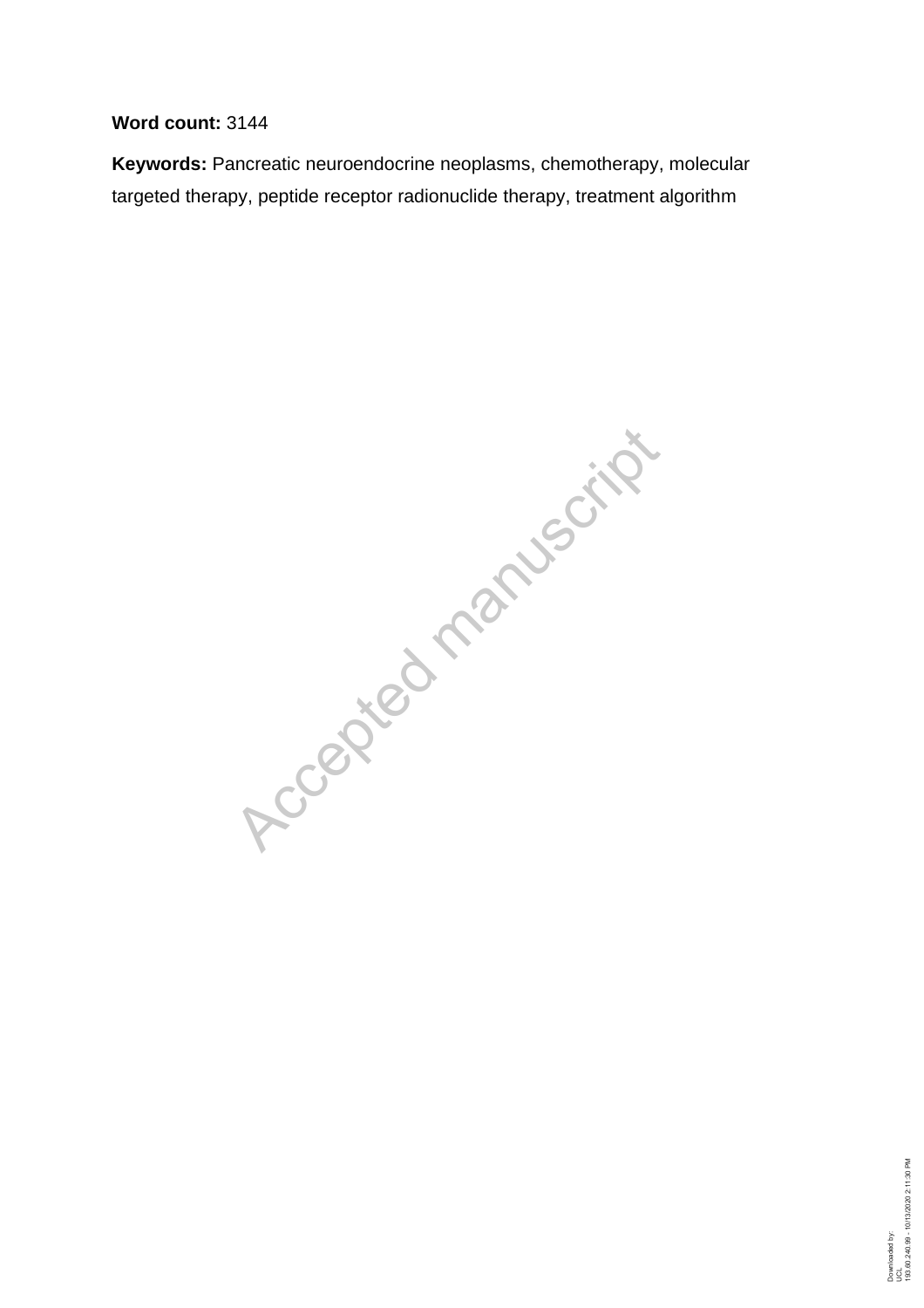**Word count:** 3144

**Keywords:** Pancreatic neuroendocrine neoplasms, chemotherapy, molecular targeted therapy, peptide receptor radionuclide therapy, treatment algorithm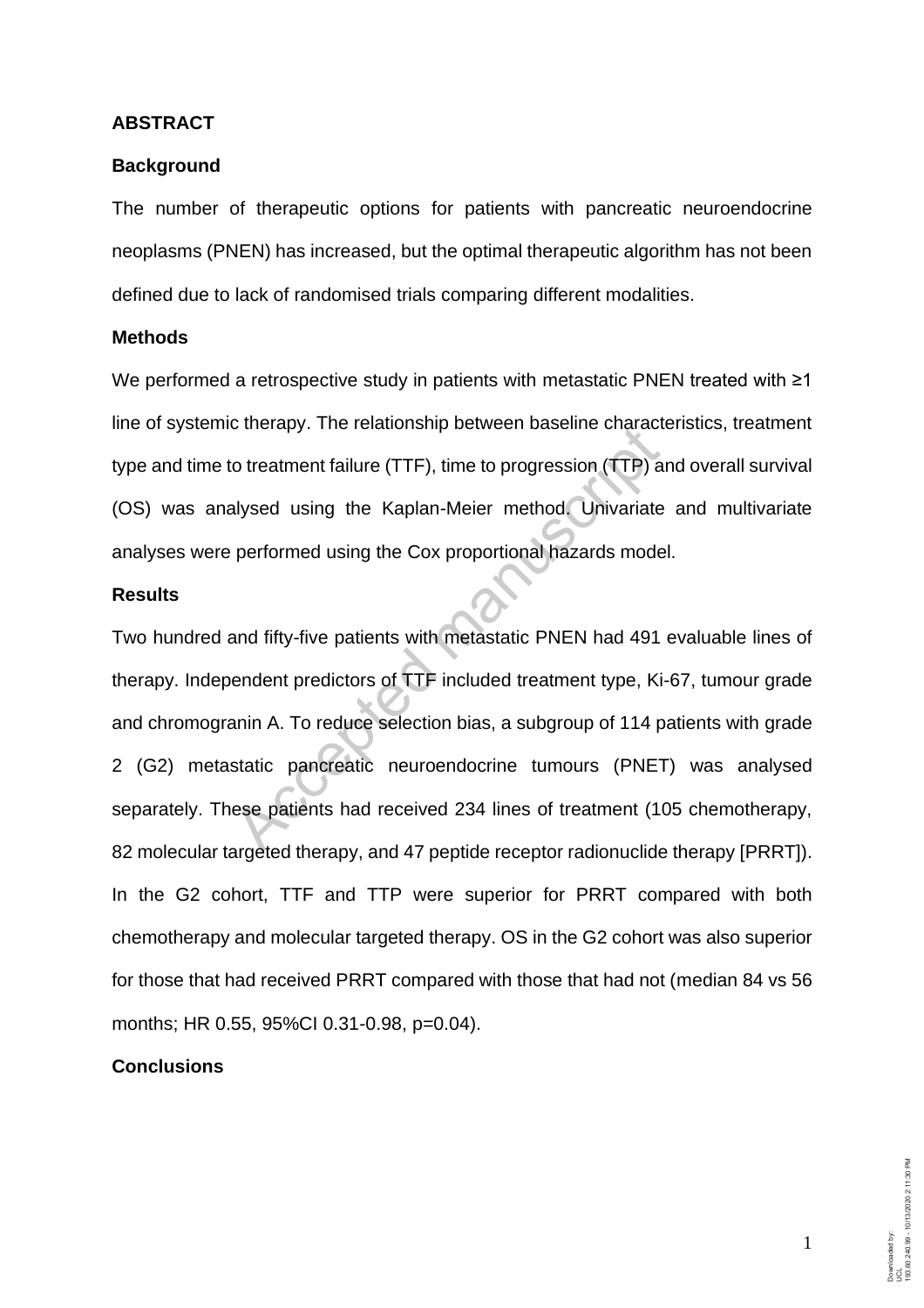## ABSTRACT

### Background

The number of therapeutic options for patients with pancreatic neuroendocrine neoplasms (PNEN) has increased, but the optimal therapeutic algorithm has not been defined due to lack of randomised trials comparing different modalities.

### Methods

We performed a retrospective study in patients with metastatic PNEN treated with ≥1 line of systemic therapy. The relationship between baseline characteristics, treatment type and time to treatment failure (TTF), time to progression (TTP) and overall survival (OS) was analysed using the Kaplan-Meier method. Univariate and multivariate analyses were performed using the Cox proportional hazards model.

### Results

Two hundred and fifty-five patients with metastatic PNEN had 491 evaluable lines of therapy. Independent predictors of TTF included treatment type, Ki-67, tumour grade and chromogranin A. To reduce selection bias, a subgroup of 114 patients with grade 2 (G2) metastatic pancreatic neuroendocrine tumours (PNET) was analysed separately. These patients had received 234 lines of treatment (105 chemotherapy, 82 molecular targeted therapy, and 47 peptide receptor radionuclide therapy [PRRT]). In the G2 cohort, TTF and TTP were superior for PRRT compared with both chemotherapy and molecular targeted therapy. OS in the G2 cohort was also superior for those that had received PRRT compared with those that had not (median 84 vs 56 months; HR 0.55, 95%CI 0.31-0.98, p=0.04).

### Conclusions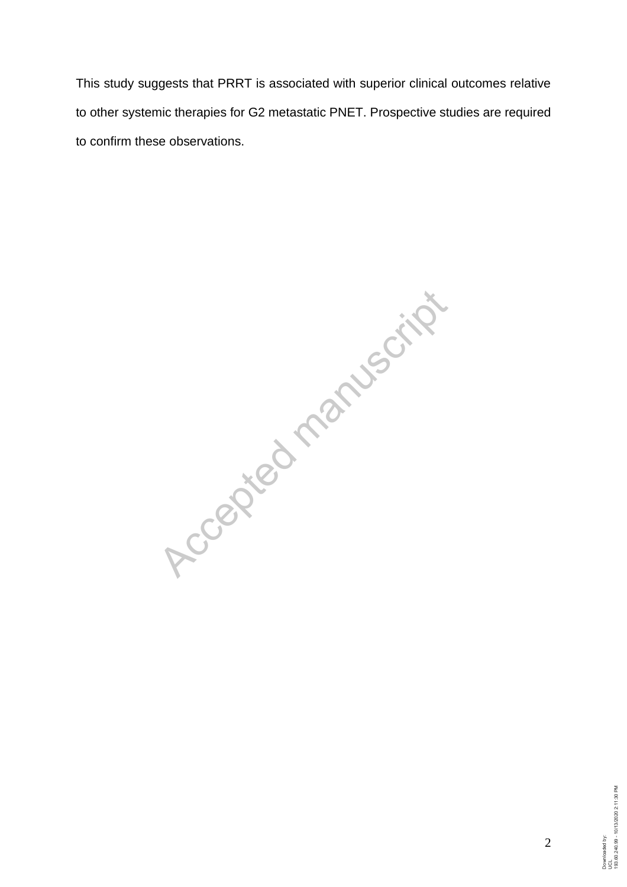This study suggests that PRRT is associated with superior clinical outcomes relative to other systemic therapies for G2 metastatic PNET. Prospective studies are required to confirm these observations.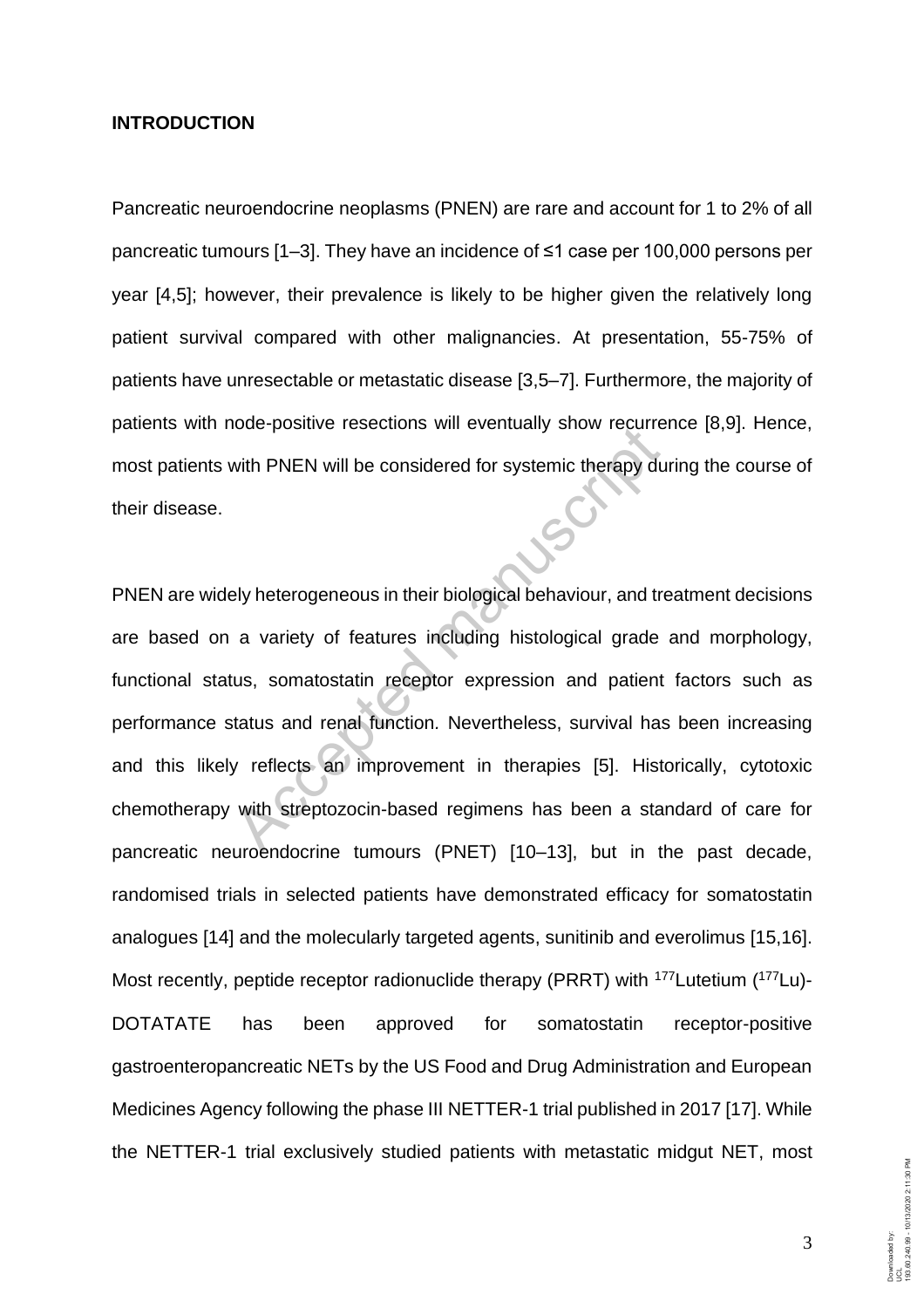**INTRODUCTION**

Pancreatic neuroendocrine neoplasms (PNEN) are rare and account for 1 to 2% of all pancreatic tumours [1–3]. They have an incidence of ≤1 case per 100,000 persons per year [4,5]; however, their prevalence is likely to be higher given the relatively long patient survival compared with other malignancies. At presentation, 55-75% of patients have unresectable or metastatic disease [3,5–7]. Furthermore, the majority of patients with node-positive resections will eventually show recurrence [8,9]. Hence, most patients with PNEN will be considered for systemic therapy during the course of their disease.

PNEN are widely heterogeneous in their biological behaviour, and treatment decisions are based on a variety of features including histological grade and morphology, functional status, somatostatin receptor expression and patient factors such as performance status and renal function. Nevertheless, survival has been increasing and this likely reflects an improvement in therapies [5]. Historically, cytotoxic chemotherapy with streptozocin-based regimens has been a standard of care for pancreatic neuroendocrine tumours (PNET) [10–13], but in the past decade, randomised trials in selected patients have demonstrated efficacy for somatostatin analogues [14] and the molecularly targeted agents, sunitinib and everolimus [15,16]. Most recently, peptide receptor radionuclide therapy (PRRT) with $^{177}$Lutetium ($^{177}$Lu)-DOTATATE has been approved for somatostatin receptor-positive gastroenteropancreatic NETs by the US Food and Drug Administration and European Medicines Agency following the phase III NETTER-1 trial published in 2017 [17]. While the NETTER-1 trial exclusively studied patients with metastatic midgut NET, most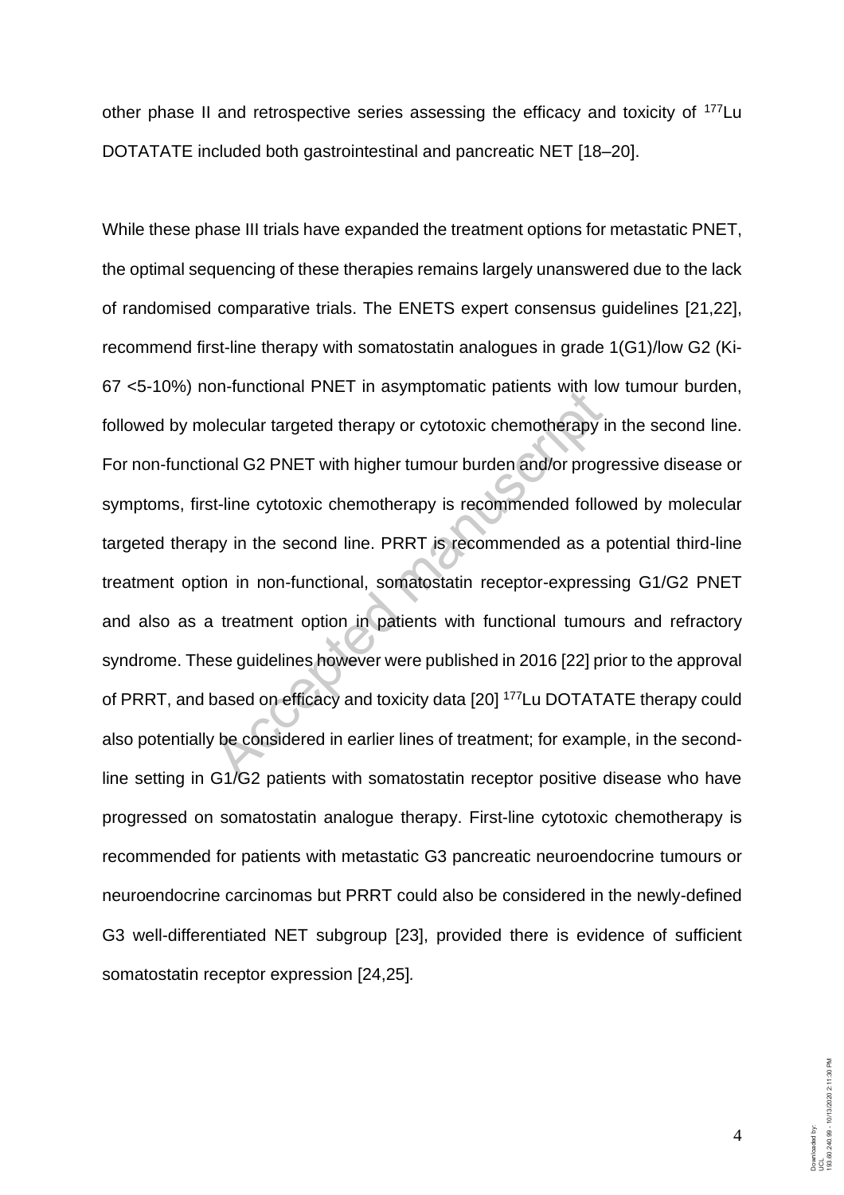other phase II and retrospective series assessing the efficacy and toxicity of $^{177}$Lu DOTATATE included both gastrointestinal and pancreatic NET [18–20].

While these phase III trials have expanded the treatment options for metastatic PNET, the optimal sequencing of these therapies remains largely unanswered due to the lack of randomised comparative trials. The ENETS expert consensus guidelines [21,22], recommend first-line therapy with somatostatin analogues in grade 1(G1)/low G2 (Ki-67 <5-10%) non-functional PNET in asymptomatic patients with low tumour burden, followed by molecular targeted therapy or cytotoxic chemotherapy in the second line. For non-functional G2 PNET with higher tumour burden and/or progressive disease or symptoms, first-line cytotoxic chemotherapy is recommended followed by molecular targeted therapy in the second line. PRRT is recommended as a potential third-line treatment option in non-functional, somatostatin receptor-expressing G1/G2 PNET and also as a treatment option in patients with functional tumours and refractory syndrome. These guidelines however were published in 2016 [22] prior to the approval of PRRT, and based on efficacy and toxicity data [20] $^{177}$Lu DOTATATE therapy could also potentially be considered in earlier lines of treatment; for example, in the second-line setting in G1/G2 patients with somatostatin receptor positive disease who have progressed on somatostatin analogue therapy. First-line cytotoxic chemotherapy is recommended for patients with metastatic G3 pancreatic neuroendocrine tumours or neuroendocrine carcinomas but PRRT could also be considered in the newly-defined G3 well-differentiated NET subgroup [23], provided there is evidence of sufficient somatostatin receptor expression [24,25].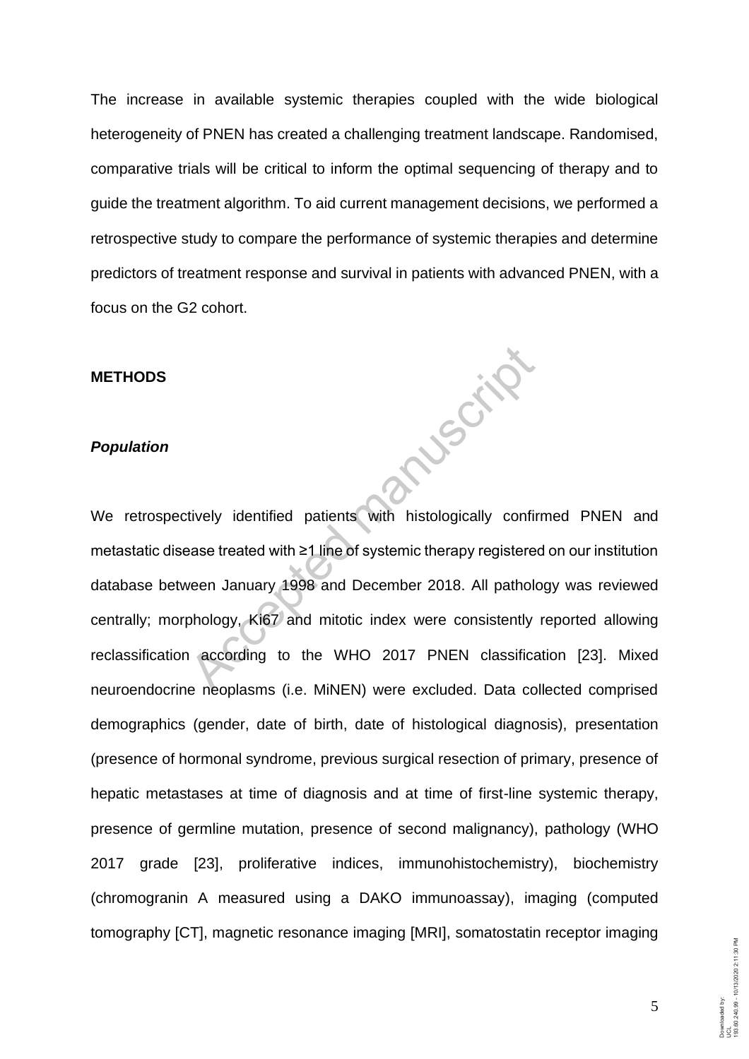The increase in available systemic therapies coupled with the wide biological heterogeneity of PNEN has created a challenging treatment landscape. Randomised, comparative trials will be critical to inform the optimal sequencing of therapy and to guide the treatment algorithm. To aid current management decisions, we performed a retrospective study to compare the performance of systemic therapies and determine predictors of treatment response and survival in patients with advanced PNEN, with a focus on the G2 cohort.

## METHODS

### *Population*

We retrospectively identified patients with histologically confirmed PNEN and metastatic disease treated with ≥1 line of systemic therapy registered on our institution database between January 1998 and December 2018. All pathology was reviewed centrally; morphology, Ki67 and mitotic index were consistently reported allowing reclassification according to the WHO 2017 PNEN classification [23]. Mixed neuroendocrine neoplasms (i.e. MiNEN) were excluded. Data collected comprised demographics (gender, date of birth, date of histological diagnosis), presentation (presence of hormonal syndrome, previous surgical resection of primary, presence of hepatic metastases at time of diagnosis and at time of first-line systemic therapy, presence of germline mutation, presence of second malignancy), pathology (WHO 2017 grade [23], proliferative indices, immunohistochemistry), biochemistry (chromogranin A measured using a DAKO immunoassay), imaging (computed tomography [CT], magnetic resonance imaging [MRI], somatostatin receptor imaging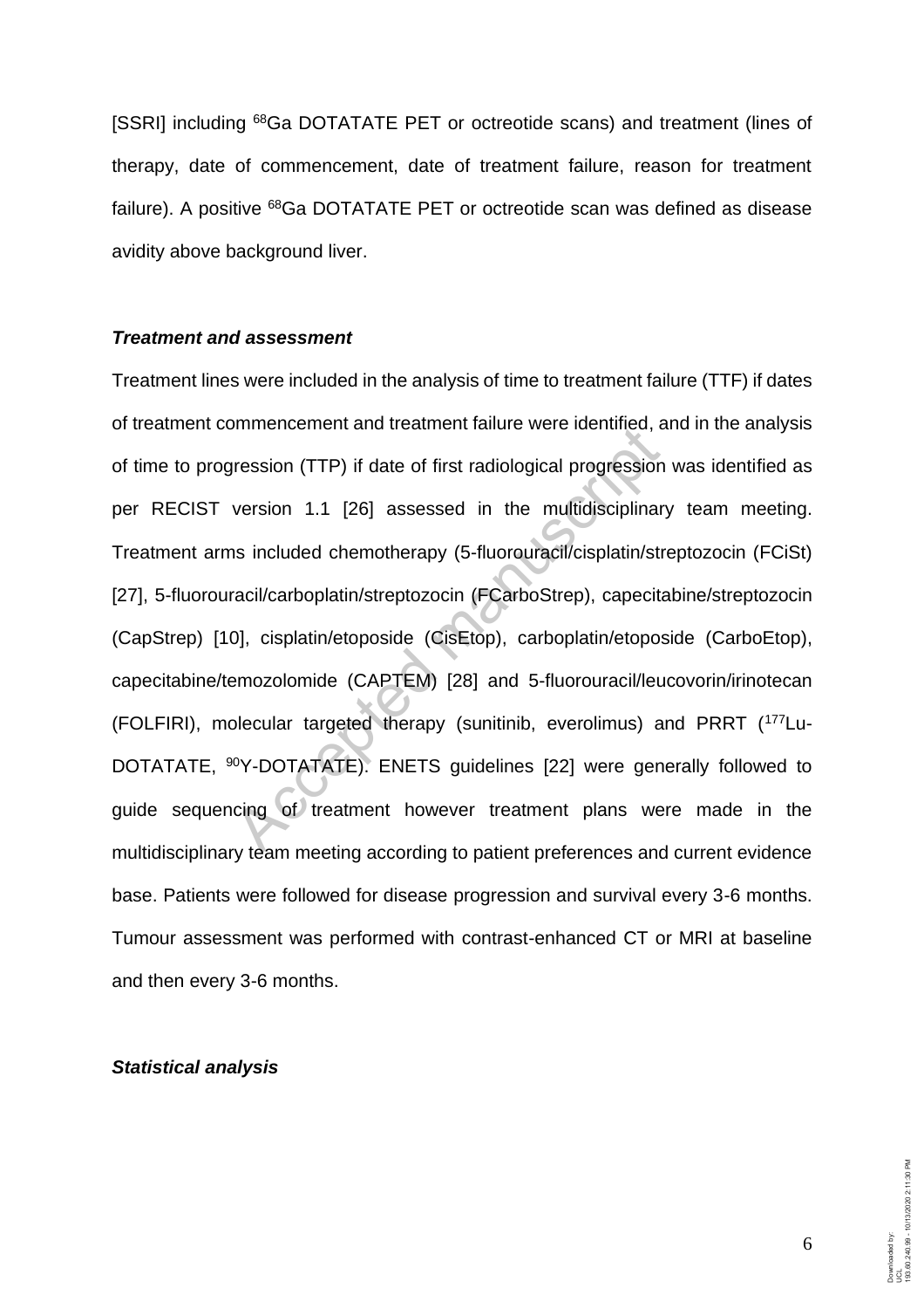[SSRI] including $^{68}$Ga DOTATATE PET or octreotide scans) and treatment (lines of therapy, date of commencement, date of treatment failure, reason for treatment failure). A positive $^{68}$Ga DOTATATE PET or octreotide scan was defined as disease avidity above background liver.

***Treatment and assessment***

Treatment lines were included in the analysis of time to treatment failure (TTF) if dates of treatment commencement and treatment failure were identified, and in the analysis of time to progression (TTP) if date of first radiological progression was identified as per RECIST version 1.1 [26] assessed in the multidisciplinary team meeting. Treatment arms included chemotherapy (5-fluorouracil/cisplatin/streptozocin (FCiSt) [27], 5-fluorouracil/carboplatin/streptozocin (FCarboStrep), capecitabine/streptozocin (CapStrep) [10], cisplatin/etoposide (CisEtop), carboplatin/etoposide (CarboEtop), capecitabine/temozolomide (CAPTEM) [28] and 5-fluorouracil/leucovorin/irinotecan (FOLFIRI), molecular targeted therapy (sunitinib, everolimus) and PRRT ($^{177}$Lu-DOTATATE, $^{90}$Y-DOTATATE). ENETS guidelines [22] were generally followed to guide sequencing of treatment however treatment plans were made in the multidisciplinary team meeting according to patient preferences and current evidence base. Patients were followed for disease progression and survival every 3-6 months. Tumour assessment was performed with contrast-enhanced CT or MRI at baseline and then every 3-6 months.

***Statistical analysis***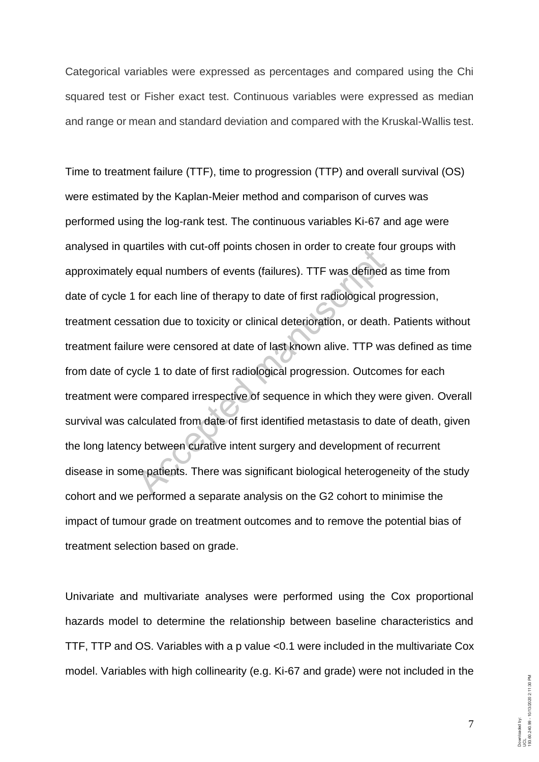Categorical variables were expressed as percentages and compared using the Chi squared test or Fisher exact test. Continuous variables were expressed as median and range or mean and standard deviation and compared with the Kruskal-Wallis test.

Time to treatment failure (TTF), time to progression (TTP) and overall survival (OS) were estimated by the Kaplan-Meier method and comparison of curves was performed using the log-rank test. The continuous variables Ki-67 and age were analysed in quartiles with cut-off points chosen in order to create four groups with approximately equal numbers of events (failures). TTF was defined as time from date of cycle 1 for each line of therapy to date of first radiological progression, treatment cessation due to toxicity or clinical deterioration, or death. Patients without treatment failure were censored at date of last known alive. TTP was defined as time from date of cycle 1 to date of first radiological progression. Outcomes for each treatment were compared irrespective of sequence in which they were given. Overall survival was calculated from date of first identified metastasis to date of death, given the long latency between curative intent surgery and development of recurrent disease in some patients. There was significant biological heterogeneity of the study cohort and we performed a separate analysis on the G2 cohort to minimise the impact of tumour grade on treatment outcomes and to remove the potential bias of treatment selection based on grade.

Univariate and multivariate analyses were performed using the Cox proportional hazards model to determine the relationship between baseline characteristics and TTF, TTP and OS. Variables with a p value <0.1 were included in the multivariate Cox model. Variables with high collinearity (e.g. Ki-67 and grade) were not included in the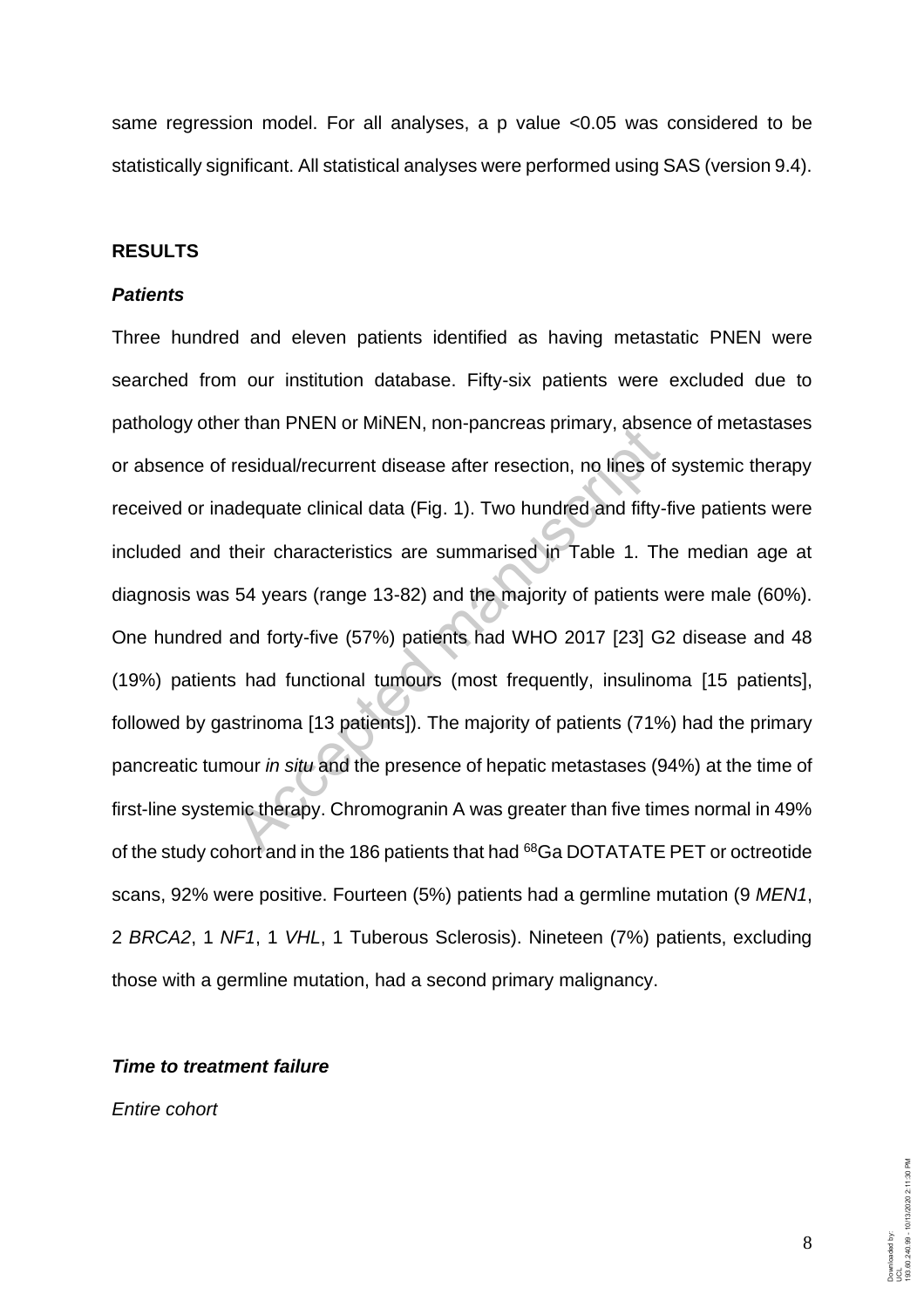same regression model. For all analyses, a p value <0.05 was considered to be statistically significant. All statistical analyses were performed using SAS (version 9.4).

## RESULTS

### *Patients*

Three hundred and eleven patients identified as having metastatic PNEN were searched from our institution database. Fifty-six patients were excluded due to pathology other than PNEN or MiNEN, non-pancreas primary, absence of metastases or absence of residual/recurrent disease after resection, no lines of systemic therapy received or inadequate clinical data (Fig. 1). Two hundred and fifty-five patients were included and their characteristics are summarised in Table 1. The median age at diagnosis was 54 years (range 13-82) and the majority of patients were male (60%). One hundred and forty-five (57%) patients had WHO 2017 [23] G2 disease and 48 (19%) patients had functional tumours (most frequently, insulinoma [15 patients], followed by gastrinoma [13 patients]). The majority of patients (71%) had the primary pancreatic tumour *in situ* and the presence of hepatic metastases (94%) at the time of first-line systemic therapy. Chromogranin A was greater than five times normal in 49% of the study cohort and in the 186 patients that had $^{68}$Ga DOTATATE PET or octreotide scans, 92% were positive. Fourteen (5%) patients had a germline mutation (9 *MEN1*, 2 *BRCA2*, 1 *NF1*, 1 *VHL*, 1 Tuberous Sclerosis). Nineteen (7%) patients, excluding those with a germline mutation, had a second primary malignancy.

### *Time to treatment failure*

*Entire cohort*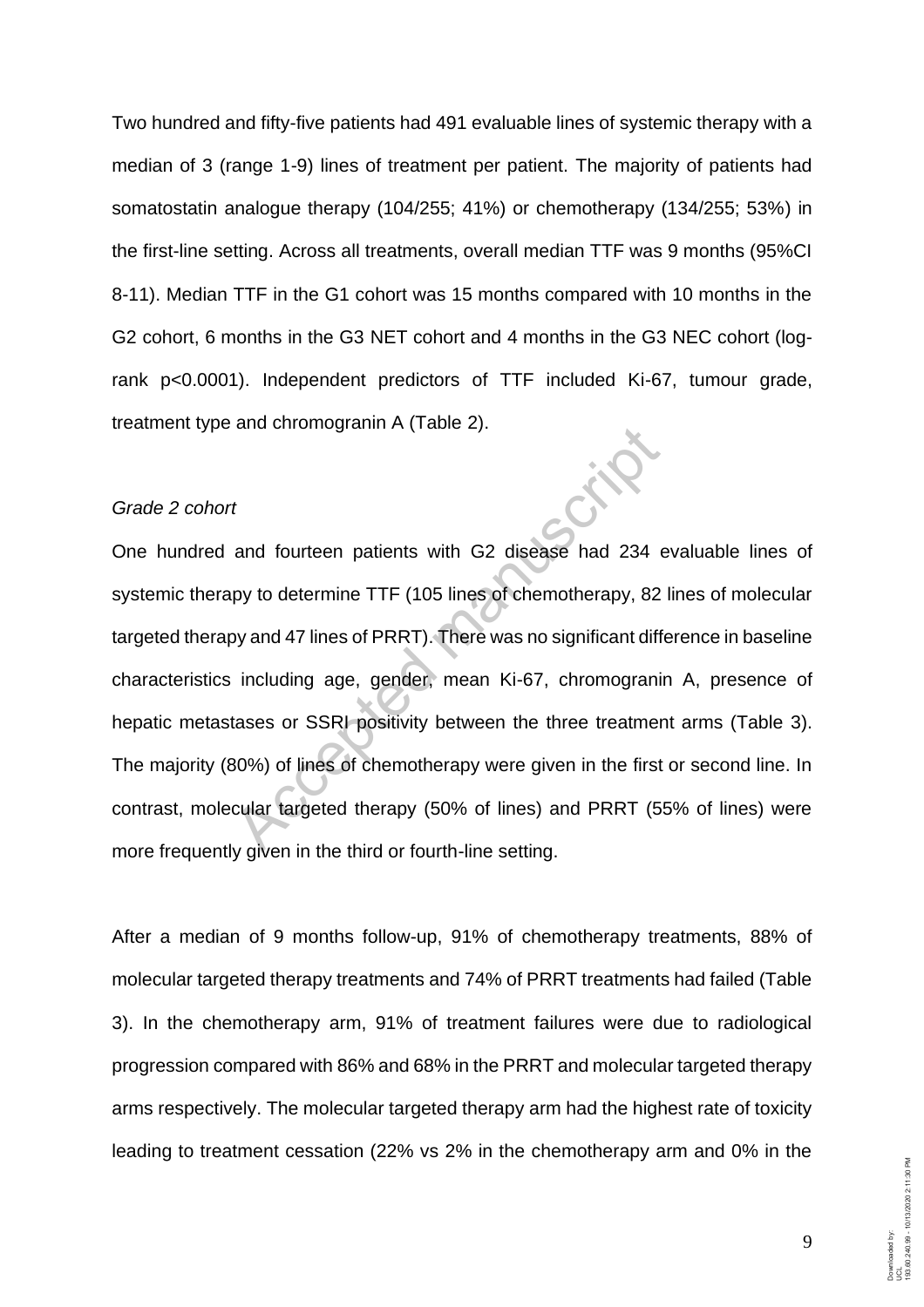Two hundred and fifty-five patients had 491 evaluable lines of systemic therapy with a median of 3 (range 1-9) lines of treatment per patient. The majority of patients had somatostatin analogue therapy (104/255; 41%) or chemotherapy (134/255; 53%) in the first-line setting. Across all treatments, overall median TTF was 9 months (95%CI 8-11). Median TTF in the G1 cohort was 15 months compared with 10 months in the G2 cohort, 6 months in the G3 NET cohort and 4 months in the G3 NEC cohort (log-rank p<0.0001). Independent predictors of TTF included Ki-67, tumour grade, treatment type and chromogranin A (Table 2).

*Grade 2 cohort*

One hundred and fourteen patients with G2 disease had 234 evaluable lines of systemic therapy to determine TTF (105 lines of chemotherapy, 82 lines of molecular targeted therapy and 47 lines of PRRT). There was no significant difference in baseline characteristics including age, gender, mean Ki-67, chromogranin A, presence of hepatic metastases or SSRI positivity between the three treatment arms (Table 3). The majority (80%) of lines of chemotherapy were given in the first or second line. In contrast, molecular targeted therapy (50% of lines) and PRRT (55% of lines) were more frequently given in the third or fourth-line setting.

After a median of 9 months follow-up, 91% of chemotherapy treatments, 88% of molecular targeted therapy treatments and 74% of PRRT treatments had failed (Table 3). In the chemotherapy arm, 91% of treatment failures were due to radiological progression compared with 86% and 68% in the PRRT and molecular targeted therapy arms respectively. The molecular targeted therapy arm had the highest rate of toxicity leading to treatment cessation (22% vs 2% in the chemotherapy arm and 0% in the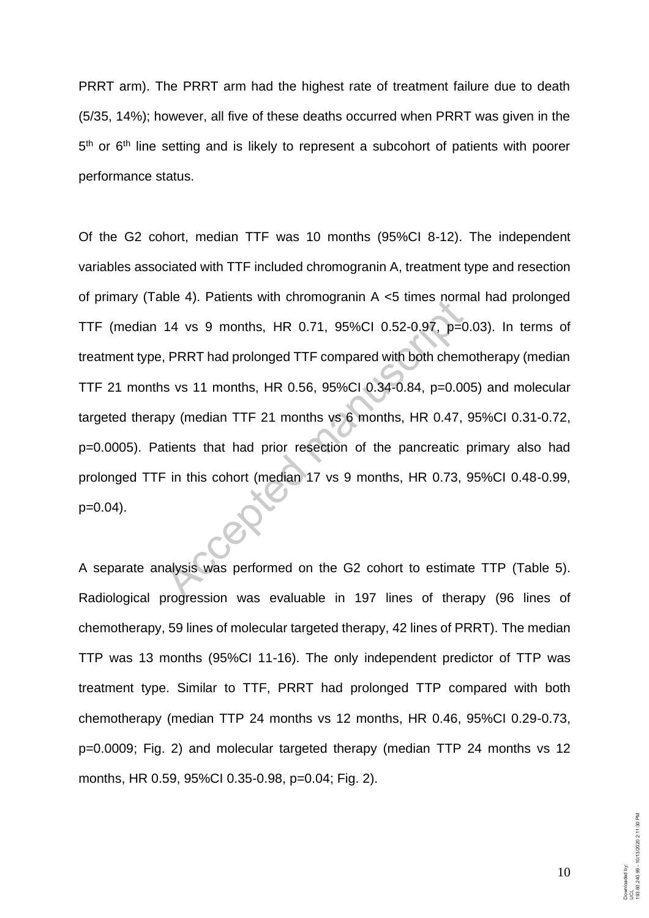PRRT arm). The PRRT arm had the highest rate of treatment failure due to death (5/35, 14%); however, all five of these deaths occurred when PRRT was given in the 5th or 6th line setting and is likely to represent a subcohort of patients with poorer performance status.

Of the G2 cohort, median TTF was 10 months (95%CI 8-12). The independent variables associated with TTF included chromogranin A, treatment type and resection of primary (Table 4). Patients with chromogranin A <5 times normal had prolonged TTF (median 14 vs 9 months, HR 0.71, 95%CI 0.52-0.97, p=0.03). In terms of treatment type, PRRT had prolonged TTF compared with both chemotherapy (median TTF 21 months vs 11 months, HR 0.56, 95%CI 0.34-0.84, p=0.005) and molecular targeted therapy (median TTF 21 months vs 6 months, HR 0.47, 95%CI 0.31-0.72, p=0.0005). Patients that had prior resection of the pancreatic primary also had prolonged TTF in this cohort (median 17 vs 9 months, HR 0.73, 95%CI 0.48-0.99, p=0.04).

A separate analysis was performed on the G2 cohort to estimate TTP (Table 5). Radiological progression was evaluable in 197 lines of therapy (96 lines of chemotherapy, 59 lines of molecular targeted therapy, 42 lines of PRRT). The median TTP was 13 months (95%CI 11-16). The only independent predictor of TTP was treatment type. Similar to TTF, PRRT had prolonged TTP compared with both chemotherapy (median TTP 24 months vs 12 months, HR 0.46, 95%CI 0.29-0.73, p=0.0009; Fig. 2) and molecular targeted therapy (median TTP 24 months vs 12 months, HR 0.59, 95%CI 0.35-0.98, p=0.04; Fig. 2).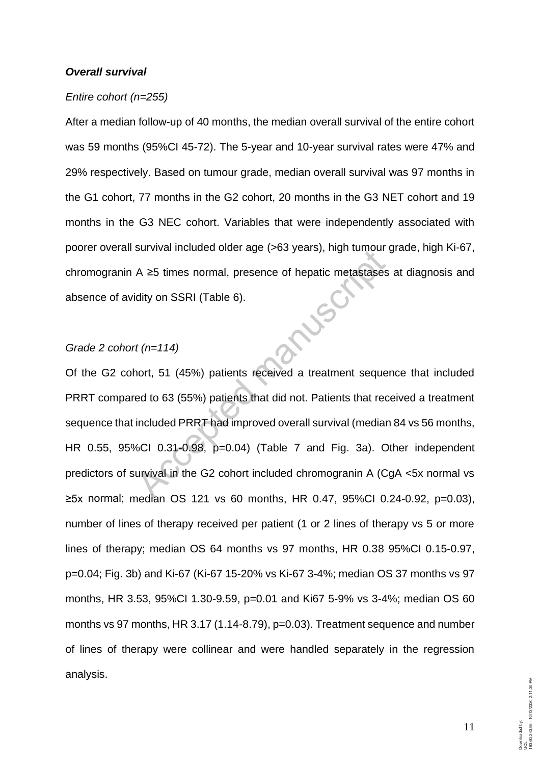***Overall survival***

*Entire cohort (n=255)*

After a median follow-up of 40 months, the median overall survival of the entire cohort was 59 months (95%CI 45-72). The 5-year and 10-year survival rates were 47% and 29% respectively. Based on tumour grade, median overall survival was 97 months in the G1 cohort, 77 months in the G2 cohort, 20 months in the G3 NET cohort and 19 months in the G3 NEC cohort. Variables that were independently associated with poorer overall survival included older age (>63 years), high tumour grade, high Ki-67, chromogranin A ≥5 times normal, presence of hepatic metastases at diagnosis and absence of avidity on SSRI (Table 6).

*Grade 2 cohort (n=114)*

Of the G2 cohort, 51 (45%) patients received a treatment sequence that included PRRT compared to 63 (55%) patients that did not. Patients that received a treatment sequence that included PRRT had improved overall survival (median 84 vs 56 months, HR 0.55, 95%CI 0.31-0.98, p=0.04) (Table 7 and Fig. 3a). Other independent predictors of survival in the G2 cohort included chromogranin A (CgA <5x normal vs ≥5x normal; median OS 121 vs 60 months, HR 0.47, 95%CI 0.24-0.92, p=0.03), number of lines of therapy received per patient (1 or 2 lines of therapy vs 5 or more lines of therapy; median OS 64 months vs 97 months, HR 0.38 95%CI 0.15-0.97, p=0.04; Fig. 3b) and Ki-67 (Ki-67 15-20% vs Ki-67 3-4%; median OS 37 months vs 97 months, HR 3.53, 95%CI 1.30-9.59, p=0.01 and Ki67 5-9% vs 3-4%; median OS 60 months vs 97 months, HR 3.17 (1.14-8.79), p=0.03). Treatment sequence and number of lines of therapy were collinear and were handled separately in the regression analysis.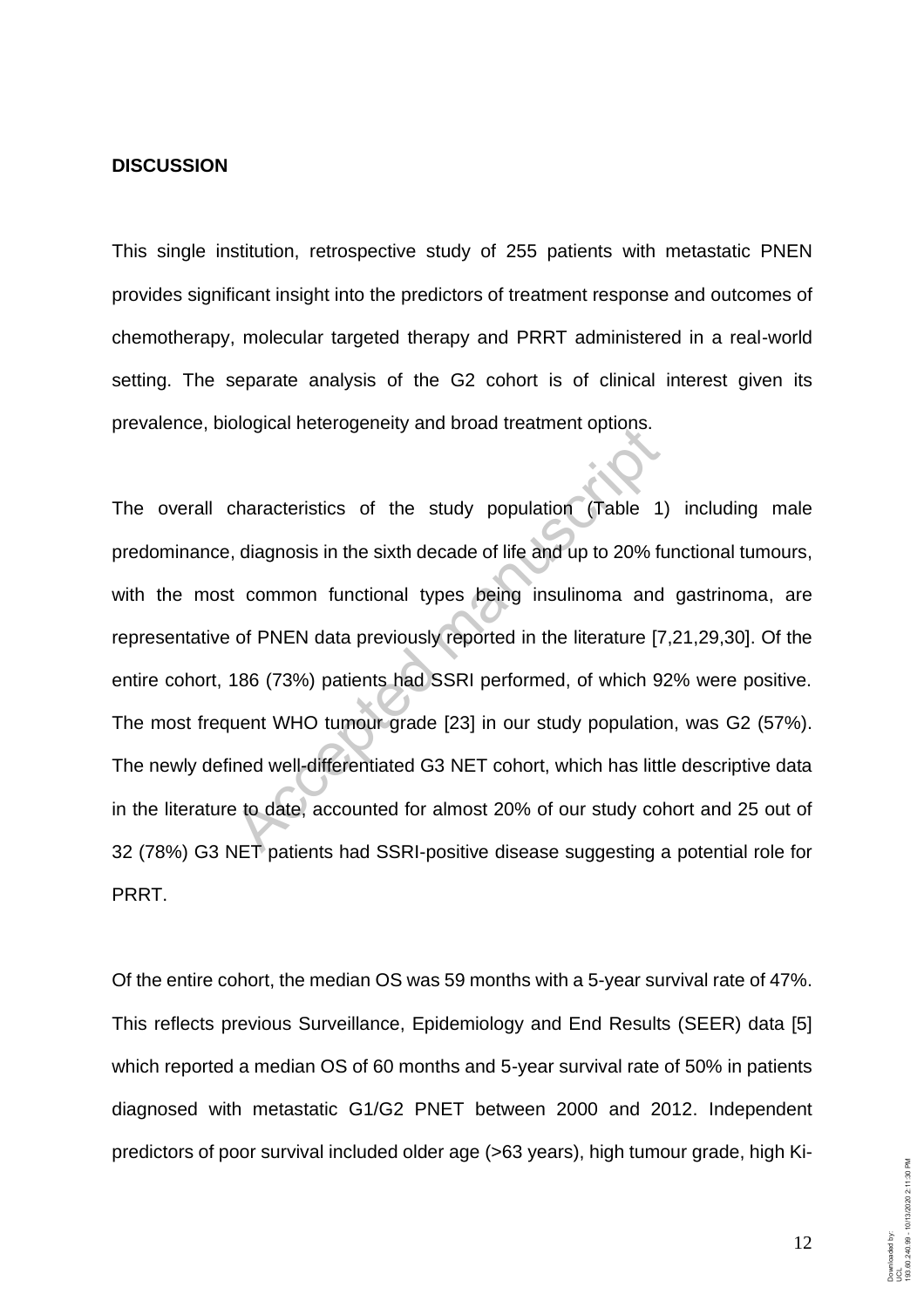## DISCUSSION

This single institution, retrospective study of 255 patients with metastatic PNEN provides significant insight into the predictors of treatment response and outcomes of chemotherapy, molecular targeted therapy and PRRT administered in a real-world setting. The separate analysis of the G2 cohort is of clinical interest given its prevalence, biological heterogeneity and broad treatment options.

The overall characteristics of the study population (Table 1) including male predominance, diagnosis in the sixth decade of life and up to 20% functional tumours, with the most common functional types being insulinoma and gastrinoma, are representative of PNEN data previously reported in the literature [7,21,29,30]. Of the entire cohort, 186 (73%) patients had SSRI performed, of which 92% were positive. The most frequent WHO tumour grade [23] in our study population, was G2 (57%). The newly defined well-differentiated G3 NET cohort, which has little descriptive data in the literature to date, accounted for almost 20% of our study cohort and 25 out of 32 (78%) G3 NET patients had SSRI-positive disease suggesting a potential role for PRRT.

Of the entire cohort, the median OS was 59 months with a 5-year survival rate of 47%. This reflects previous Surveillance, Epidemiology and End Results (SEER) data [5] which reported a median OS of 60 months and 5-year survival rate of 50% in patients diagnosed with metastatic G1/G2 PNET between 2000 and 2012. Independent predictors of poor survival included older age (>63 years), high tumour grade, high Ki-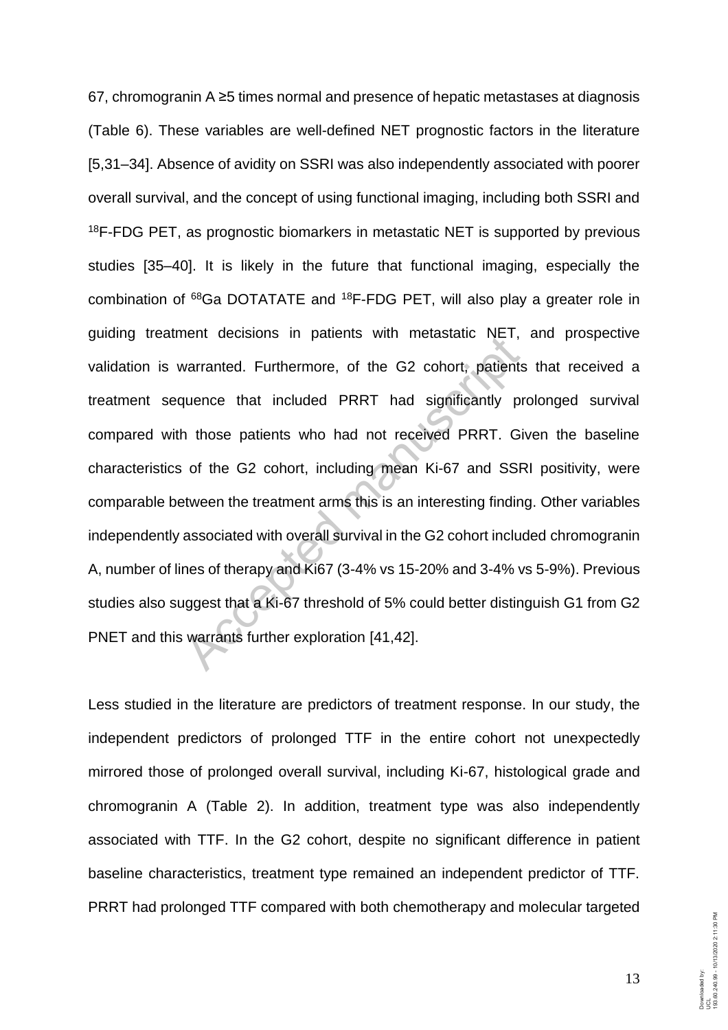67, chromogranin A ≥5 times normal and presence of hepatic metastases at diagnosis (Table 6). These variables are well-defined NET prognostic factors in the literature [5,31–34]. Absence of avidity on SSRI was also independently associated with poorer overall survival, and the concept of using functional imaging, including both SSRI and $^{18}$F-FDG PET, as prognostic biomarkers in metastatic NET is supported by previous studies [35–40]. It is likely in the future that functional imaging, especially the combination of $^{68}$Ga DOTATATE and $^{18}$F-FDG PET, will also play a greater role in guiding treatment decisions in patients with metastatic NET, and prospective validation is warranted. Furthermore, of the G2 cohort, patients that received a treatment sequence that included PRRT had significantly prolonged survival compared with those patients who had not received PRRT. Given the baseline characteristics of the G2 cohort, including mean Ki-67 and SSRI positivity, were comparable between the treatment arms this is an interesting finding. Other variables independently associated with overall survival in the G2 cohort included chromogranin A, number of lines of therapy and Ki67 (3-4% vs 15-20% and 3-4% vs 5-9%). Previous studies also suggest that a Ki-67 threshold of 5% could better distinguish G1 from G2 PNET and this warrants further exploration [41,42].

Less studied in the literature are predictors of treatment response. In our study, the independent predictors of prolonged TTF in the entire cohort not unexpectedly mirrored those of prolonged overall survival, including Ki-67, histological grade and chromogranin A (Table 2). In addition, treatment type was also independently associated with TTF. In the G2 cohort, despite no significant difference in patient baseline characteristics, treatment type remained an independent predictor of TTF. PRRT had prolonged TTF compared with both chemotherapy and molecular targeted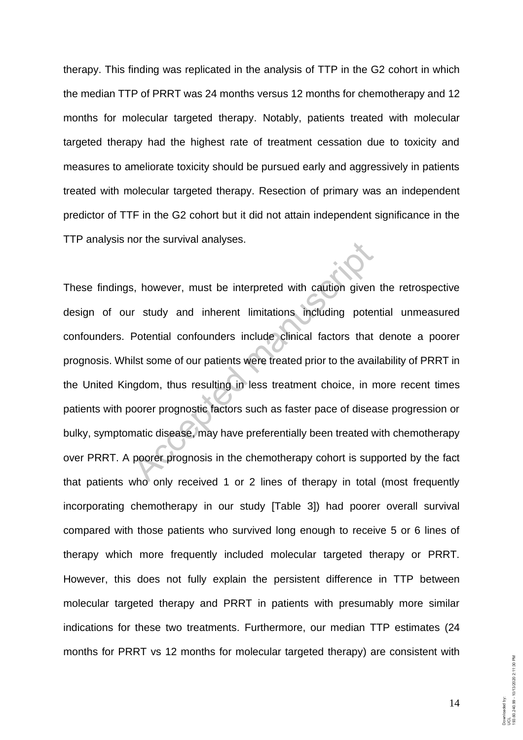therapy. This finding was replicated in the analysis of TTP in the G2 cohort in which the median TTP of PRRT was 24 months versus 12 months for chemotherapy and 12 months for molecular targeted therapy. Notably, patients treated with molecular targeted therapy had the highest rate of treatment cessation due to toxicity and measures to ameliorate toxicity should be pursued early and aggressively in patients treated with molecular targeted therapy. Resection of primary was an independent predictor of TTF in the G2 cohort but it did not attain independent significance in the TTP analysis nor the survival analyses.

These findings, however, must be interpreted with caution given the retrospective design of our study and inherent limitations including potential unmeasured confounders. Potential confounders include clinical factors that denote a poorer prognosis. Whilst some of our patients were treated prior to the availability of PRRT in the United Kingdom, thus resulting in less treatment choice, in more recent times patients with poorer prognostic factors such as faster pace of disease progression or bulky, symptomatic disease, may have preferentially been treated with chemotherapy over PRRT. A poorer prognosis in the chemotherapy cohort is supported by the fact that patients who only received 1 or 2 lines of therapy in total (most frequently incorporating chemotherapy in our study [Table 3]) had poorer overall survival compared with those patients who survived long enough to receive 5 or 6 lines of therapy which more frequently included molecular targeted therapy or PRRT. However, this does not fully explain the persistent difference in TTP between molecular targeted therapy and PRRT in patients with presumably more similar indications for these two treatments. Furthermore, our median TTP estimates (24 months for PRRT vs 12 months for molecular targeted therapy) are consistent with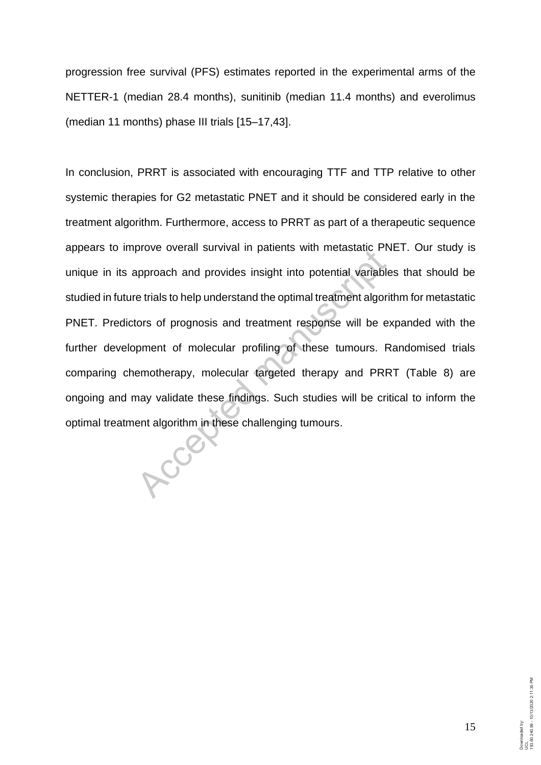progression free survival (PFS) estimates reported in the experimental arms of the NETTER-1 (median 28.4 months), sunitinib (median 11.4 months) and everolimus (median 11 months) phase III trials [15–17,43].

In conclusion, PRRT is associated with encouraging TTF and TTP relative to other systemic therapies for G2 metastatic PNET and it should be considered early in the treatment algorithm. Furthermore, access to PRRT as part of a therapeutic sequence appears to improve overall survival in patients with metastatic PNET. Our study is unique in its approach and provides insight into potential variables that should be studied in future trials to help understand the optimal treatment algorithm for metastatic PNET. Predictors of prognosis and treatment response will be expanded with the further development of molecular profiling of these tumours. Randomised trials comparing chemotherapy, molecular targeted therapy and PRRT (Table 8) are ongoing and may validate these findings. Such studies will be critical to inform the optimal treatment algorithm in these challenging tumours.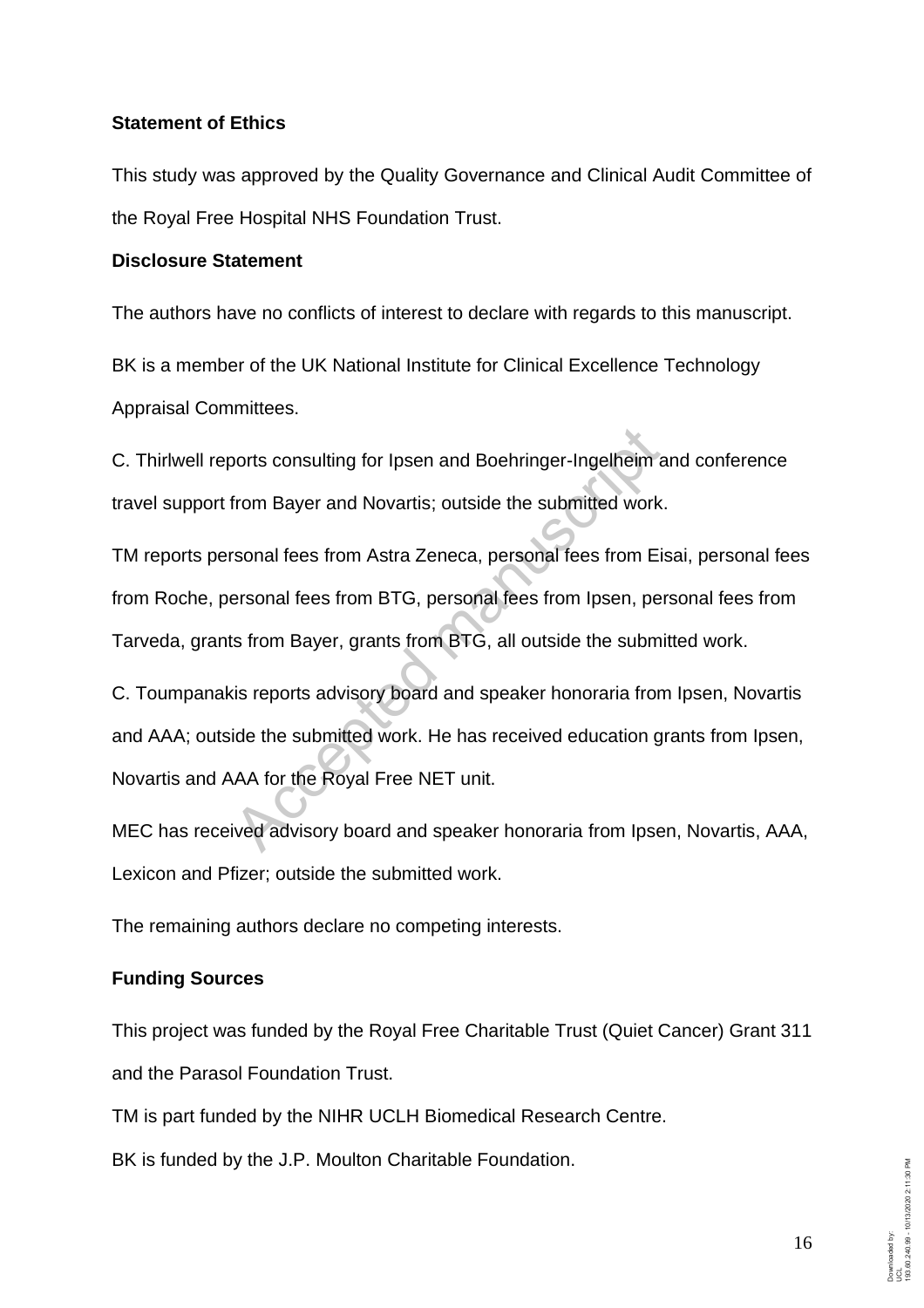**Statement of Ethics**

This study was approved by the Quality Governance and Clinical Audit Committee of the Royal Free Hospital NHS Foundation Trust.

**Disclosure Statement**

The authors have no conflicts of interest to declare with regards to this manuscript.

BK is a member of the UK National Institute for Clinical Excellence Technology Appraisal Committees.

C. Thirlwell reports consulting for Ipsen and Boehringer-Ingelheim and conference travel support from Bayer and Novartis; outside the submitted work.

TM reports personal fees from Astra Zeneca, personal fees from Eisai, personal fees from Roche, personal fees from BTG, personal fees from Ipsen, personal fees from Tarveda, grants from Bayer, grants from BTG, all outside the submitted work.

C. Toumpanakis reports advisory board and speaker honoraria from Ipsen, Novartis and AAA; outside the submitted work. He has received education grants from Ipsen, Novartis and AAA for the Royal Free NET unit.

MEC has received advisory board and speaker honoraria from Ipsen, Novartis, AAA, Lexicon and Pfizer; outside the submitted work.

The remaining authors declare no competing interests.

**Funding Sources**

This project was funded by the Royal Free Charitable Trust (Quiet Cancer) Grant 311 and the Parasol Foundation Trust.

TM is part funded by the NIHR UCLH Biomedical Research Centre.

BK is funded by the J.P. Moulton Charitable Foundation.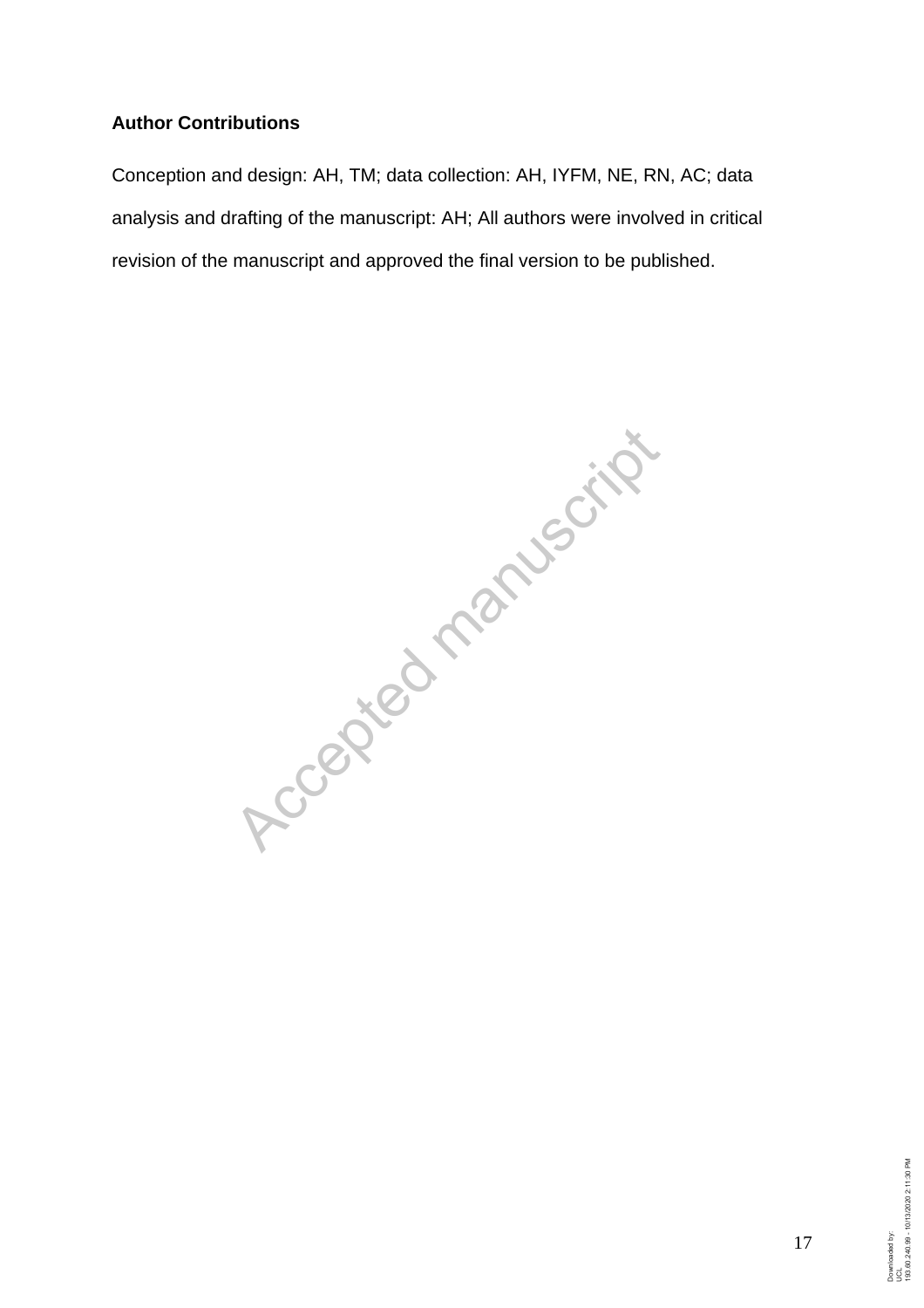**Author Contributions**

Conception and design: AH, TM; data collection: AH, IYFM, NE, RN, AC; data analysis and drafting of the manuscript: AH; All authors were involved in critical revision of the manuscript and approved the final version to be published.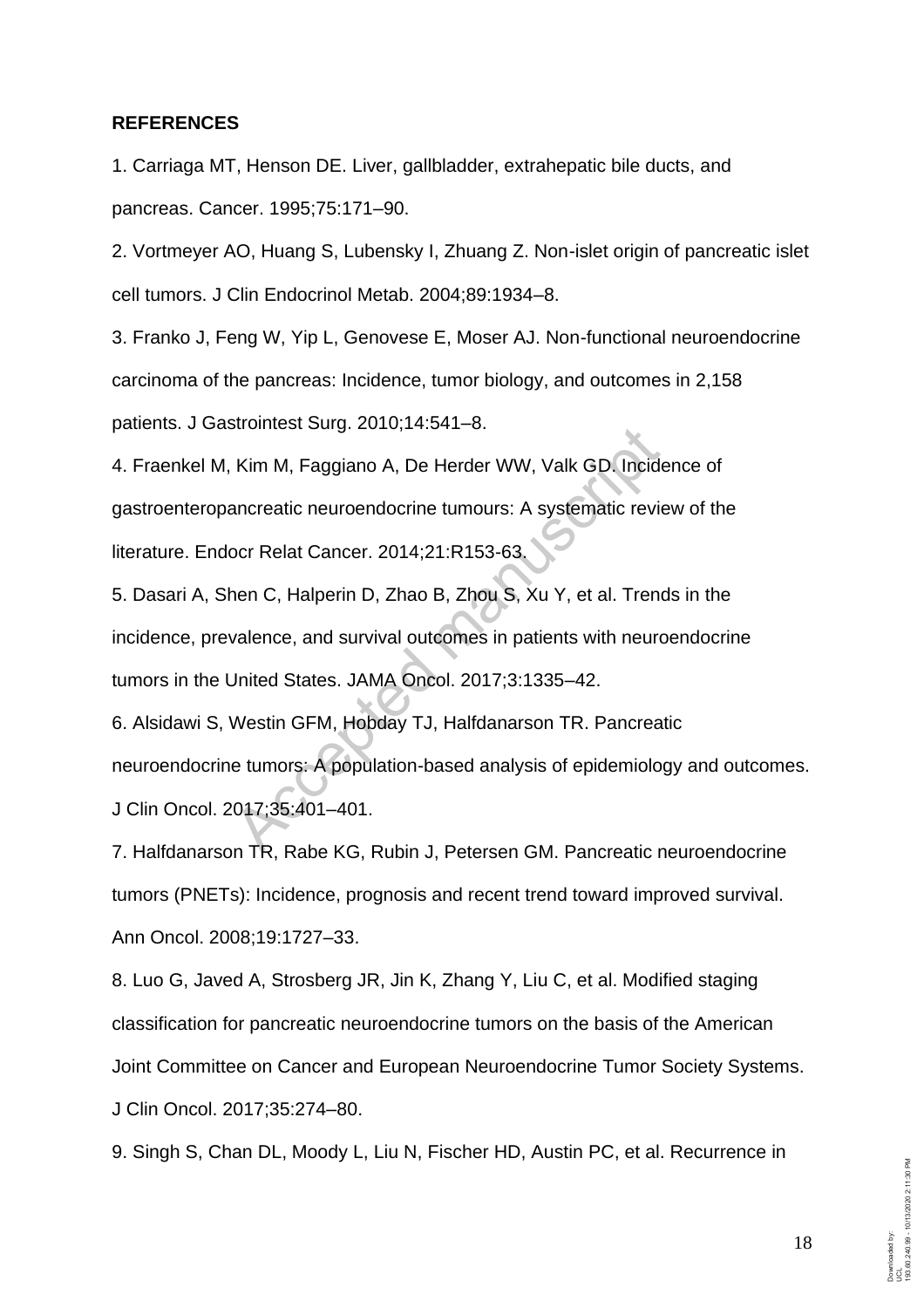## REFERENCES

1. Carriaga MT, Henson DE. Liver, gallbladder, extrahepatic bile ducts, and pancreas. Cancer. 1995;75:171–90.

2. Vortmeyer AO, Huang S, Lubensky I, Zhuang Z. Non-islet origin of pancreatic islet cell tumors. J Clin Endocrinol Metab. 2004;89:1934–8.

3. Franko J, Feng W, Yip L, Genovese E, Moser AJ. Non-functional neuroendocrine carcinoma of the pancreas: Incidence, tumor biology, and outcomes in 2,158 patients. J Gastrointest Surg. 2010;14:541–8.

4. Fraenkel M, Kim M, Faggiano A, De Herder WW, Valk GD. Incidence of gastroenteropancreatic neuroendocrine tumours: A systematic review of the literature. Endocr Relat Cancer. 2014;21:R153-63.

5. Dasari A, Shen C, Halperin D, Zhao B, Zhou S, Xu Y, et al. Trends in the incidence, prevalence, and survival outcomes in patients with neuroendocrine tumors in the United States. JAMA Oncol. 2017;3:1335–42.

6. Alsidawi S, Westin GFM, Hobday TJ, Halfdanarson TR. Pancreatic neuroendocrine tumors: A population-based analysis of epidemiology and outcomes. J Clin Oncol. 2017;35:401–401.

7. Halfdanarson TR, Rabe KG, Rubin J, Petersen GM. Pancreatic neuroendocrine tumors (PNETs): Incidence, prognosis and recent trend toward improved survival. Ann Oncol. 2008;19:1727–33.

8. Luo G, Javed A, Strosberg JR, Jin K, Zhang Y, Liu C, et al. Modified staging classification for pancreatic neuroendocrine tumors on the basis of the American Joint Committee on Cancer and European Neuroendocrine Tumor Society Systems. J Clin Oncol. 2017;35:274–80.

9. Singh S, Chan DL, Moody L, Liu N, Fischer HD, Austin PC, et al. Recurrence in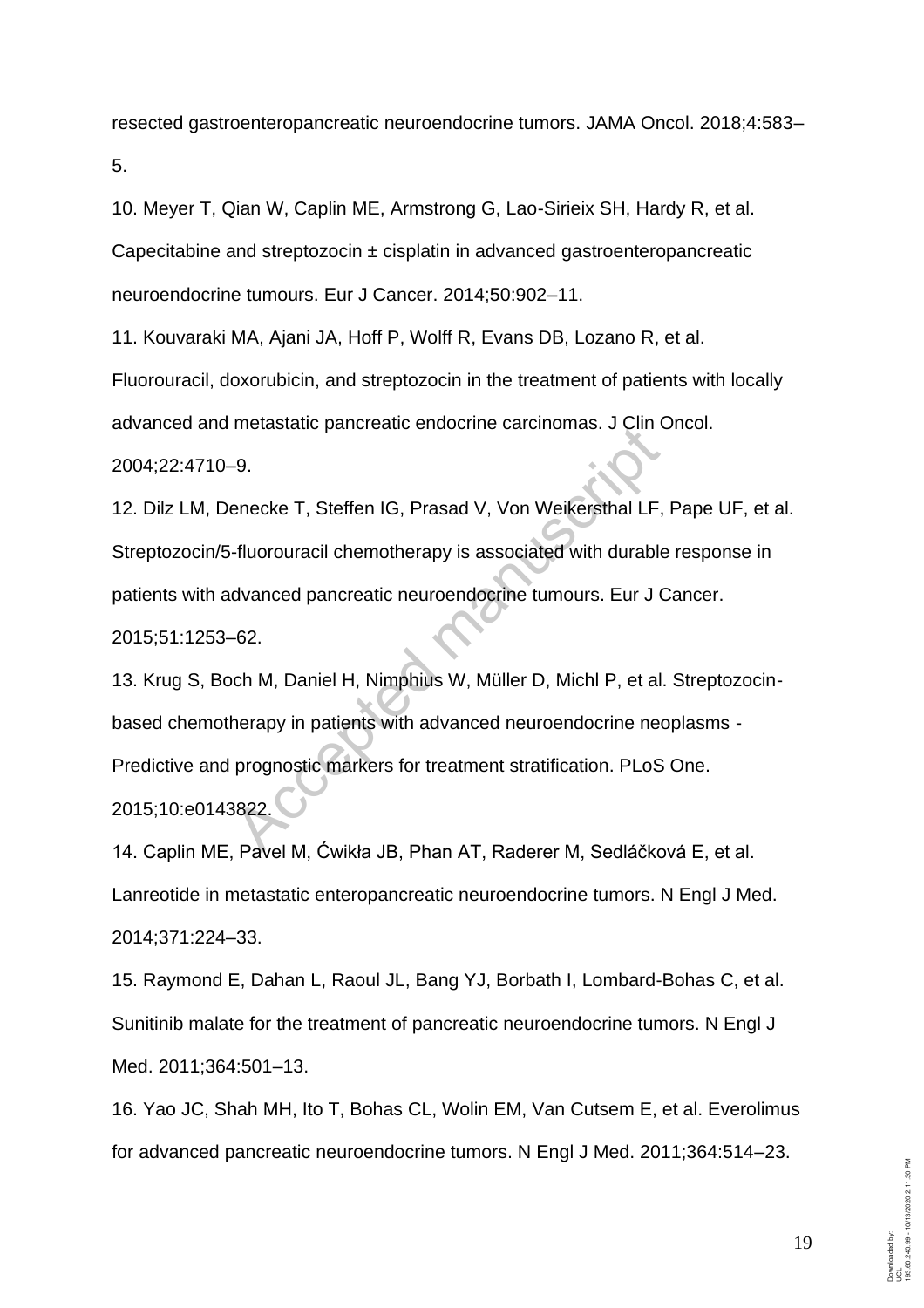resected gastroenteropancreatic neuroendocrine tumors. JAMA Oncol. 2018;4:583–5.

10. Meyer T, Qian W, Caplin ME, Armstrong G, Lao-Sirieix SH, Hardy R, et al. Capecitabine and streptozocin ± cisplatin in advanced gastroenteropancreatic neuroendocrine tumours. Eur J Cancer. 2014;50:902–11.

11. Kouvaraki MA, Ajani JA, Hoff P, Wolff R, Evans DB, Lozano R, et al. Fluorouracil, doxorubicin, and streptozocin in the treatment of patients with locally advanced and metastatic pancreatic endocrine carcinomas. J Clin Oncol. 2004;22:4710–9.

12. Dilz LM, Denecke T, Steffen IG, Prasad V, Von Weikersthal LF, Pape UF, et al. Streptozocin/5-fluorouracil chemotherapy is associated with durable response in patients with advanced pancreatic neuroendocrine tumours. Eur J Cancer. 2015;51:1253–62.

13. Krug S, Boch M, Daniel H, Nimphius W, Müller D, Michl P, et al. Streptozocin-based chemotherapy in patients with advanced neuroendocrine neoplasms - Predictive and prognostic markers for treatment stratification. PLoS One. 2015;10:e0143822.

14. Caplin ME, Pavel M, Ćwikła JB, Phan AT, Raderer M, Sedláčková E, et al. Lanreotide in metastatic enteropancreatic neuroendocrine tumors. N Engl J Med. 2014;371:224–33.

15. Raymond E, Dahan L, Raoul JL, Bang YJ, Borbath I, Lombard-Bohas C, et al. Sunitinib malate for the treatment of pancreatic neuroendocrine tumors. N Engl J Med. 2011;364:501–13.

16. Yao JC, Shah MH, Ito T, Bohas CL, Wolin EM, Van Cutsem E, et al. Everolimus for advanced pancreatic neuroendocrine tumors. N Engl J Med. 2011;364:514–23.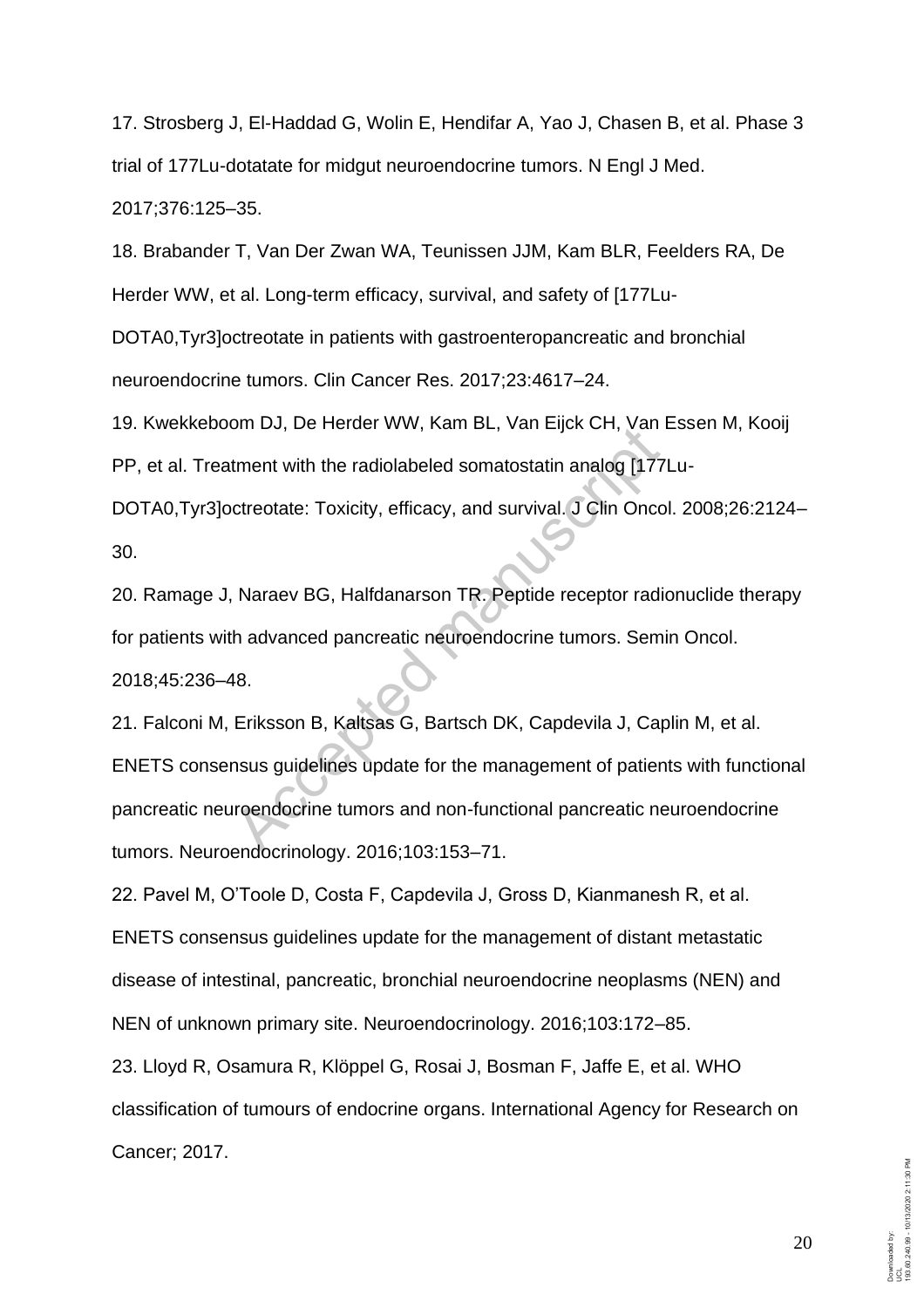17. Strosberg J, El-Haddad G, Wolin E, Hendifar A, Yao J, Chasen B, et al. Phase 3 trial of 177Lu-dotatate for midgut neuroendocrine tumors. N Engl J Med. 2017;376:125–35.

18. Brabander T, Van Der Zwan WA, Teunissen JJM, Kam BLR, Feelders RA, De Herder WW, et al. Long-term efficacy, survival, and safety of [177Lu-DOTA0,Tyr3]octreotate in patients with gastroenteropancreatic and bronchial neuroendocrine tumors. Clin Cancer Res. 2017;23:4617–24.

19. Kwekkeboom DJ, De Herder WW, Kam BL, Van Eijck CH, Van Essen M, Kooij PP, et al. Treatment with the radiolabeled somatostatin analog [177Lu-DOTA0,Tyr3]octreotate: Toxicity, efficacy, and survival. J Clin Oncol. 2008;26:2124–30.

20. Ramage J, Naraev BG, Halfdanarson TR. Peptide receptor radionuclide therapy for patients with advanced pancreatic neuroendocrine tumors. Semin Oncol. 2018;45:236–48.

21. Falconi M, Eriksson B, Kaltsas G, Bartsch DK, Capdevila J, Caplin M, et al. ENETS consensus guidelines update for the management of patients with functional pancreatic neuroendocrine tumors and non-functional pancreatic neuroendocrine tumors. Neuroendocrinology. 2016;103:153–71.

22. Pavel M, O'Toole D, Costa F, Capdevila J, Gross D, Kianmanesh R, et al. ENETS consensus guidelines update for the management of distant metastatic disease of intestinal, pancreatic, bronchial neuroendocrine neoplasms (NEN) and NEN of unknown primary site. Neuroendocrinology. 2016;103:172–85.

23. Lloyd R, Osamura R, Klöppel G, Rosai J, Bosman F, Jaffe E, et al. WHO classification of tumours of endocrine organs. International Agency for Research on Cancer; 2017.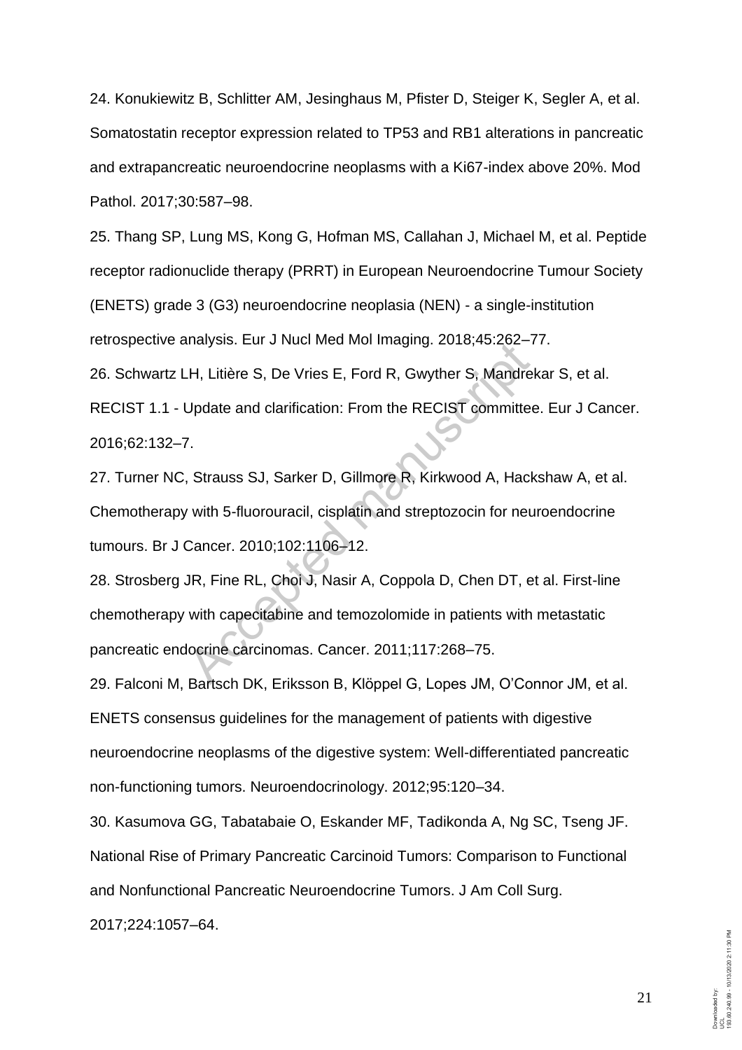24. Konukiewitz B, Schlitter AM, Jesinghaus M, Pfister D, Steiger K, Segler A, et al. Somatostatin receptor expression related to TP53 and RB1 alterations in pancreatic and extrapancreatic neuroendocrine neoplasms with a Ki67-index above 20%. Mod Pathol. 2017;30:587–98.

25. Thang SP, Lung MS, Kong G, Hofman MS, Callahan J, Michael M, et al. Peptide receptor radionuclide therapy (PRRT) in European Neuroendocrine Tumour Society (ENETS) grade 3 (G3) neuroendocrine neoplasia (NEN) - a single-institution retrospective analysis. Eur J Nucl Med Mol Imaging. 2018;45:262–77.

26. Schwartz LH, Litière S, De Vries E, Ford R, Gwyther S, Mandrekar S, et al. RECIST 1.1 - Update and clarification: From the RECIST committee. Eur J Cancer. 2016;62:132–7.

27. Turner NC, Strauss SJ, Sarker D, Gillmore R, Kirkwood A, Hackshaw A, et al. Chemotherapy with 5-fluorouracil, cisplatin and streptozocin for neuroendocrine tumours. Br J Cancer. 2010;102:1106–12.

28. Strosberg JR, Fine RL, Choi J, Nasir A, Coppola D, Chen DT, et al. First-line chemotherapy with capecitabine and temozolomide in patients with metastatic pancreatic endocrine carcinomas. Cancer. 2011;117:268–75.

29. Falconi M, Bartsch DK, Eriksson B, Klöppel G, Lopes JM, O'Connor JM, et al. ENETS consensus guidelines for the management of patients with digestive neuroendocrine neoplasms of the digestive system: Well-differentiated pancreatic non-functioning tumors. Neuroendocrinology. 2012;95:120–34.

30. Kasumova GG, Tabatabaie O, Eskander MF, Tadikonda A, Ng SC, Tseng JF. National Rise of Primary Pancreatic Carcinoid Tumors: Comparison to Functional and Nonfunctional Pancreatic Neuroendocrine Tumors. J Am Coll Surg. 2017;224:1057–64.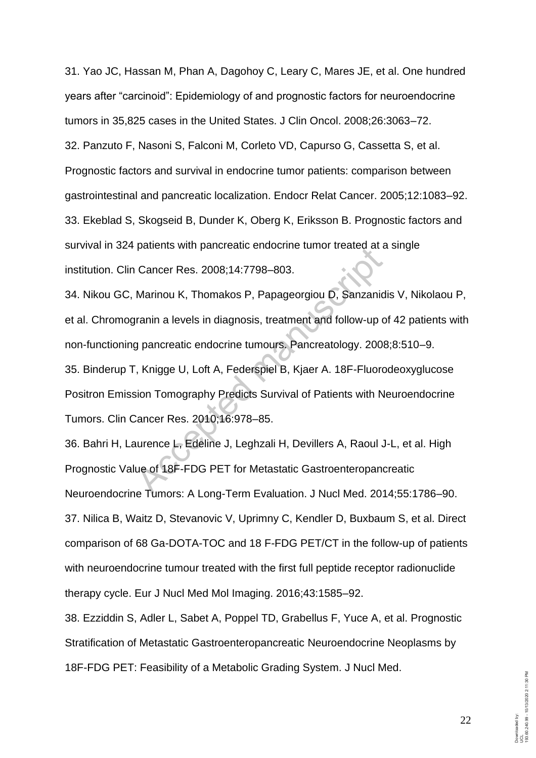31. Yao JC, Hassan M, Phan A, Dagohoy C, Leary C, Mares JE, et al. One hundred years after "carcinoid": Epidemiology of and prognostic factors for neuroendocrine tumors in 35,825 cases in the United States. J Clin Oncol. 2008;26:3063–72.

32. Panzuto F, Nasoni S, Falconi M, Corleto VD, Capurso G, Cassetta S, et al. Prognostic factors and survival in endocrine tumor patients: comparison between gastrointestinal and pancreatic localization. Endocr Relat Cancer. 2005;12:1083–92.

33. Ekeblad S, Skogseid B, Dunder K, Oberg K, Eriksson B. Prognostic factors and survival in 324 patients with pancreatic endocrine tumor treated at a single institution. Clin Cancer Res. 2008;14:7798–803.

34. Nikou GC, Marinou K, Thomakos P, Papageorgiou D, Sanzanidis V, Nikolaou P, et al. Chromogranin a levels in diagnosis, treatment and follow-up of 42 patients with non-functioning pancreatic endocrine tumours. Pancreatology. 2008;8:510–9.

35. Binderup T, Knigge U, Loft A, Federspiel B, Kjaer A. 18F-Fluorodeoxyglucose Positron Emission Tomography Predicts Survival of Patients with Neuroendocrine Tumors. Clin Cancer Res. 2010;16:978–85.

36. Bahri H, Laurence L, Edeline J, Leghzali H, Devillers A, Raoul J-L, et al. High Prognostic Value of 18F-FDG PET for Metastatic Gastroenteropancreatic Neuroendocrine Tumors: A Long-Term Evaluation. J Nucl Med. 2014;55:1786–90.

37. Nilica B, Waitz D, Stevanovic V, Uprimny C, Kendler D, Buxbaum S, et al. Direct comparison of 68 Ga-DOTA-TOC and 18 F-FDG PET/CT in the follow-up of patients with neuroendocrine tumour treated with the first full peptide receptor radionuclide therapy cycle. Eur J Nucl Med Mol Imaging. 2016;43:1585–92.

38. Ezziddin S, Adler L, Sabet A, Poppel TD, Grabellus F, Yuce A, et al. Prognostic Stratification of Metastatic Gastroenteropancreatic Neuroendocrine Neoplasms by 18F-FDG PET: Feasibility of a Metabolic Grading System. J Nucl Med.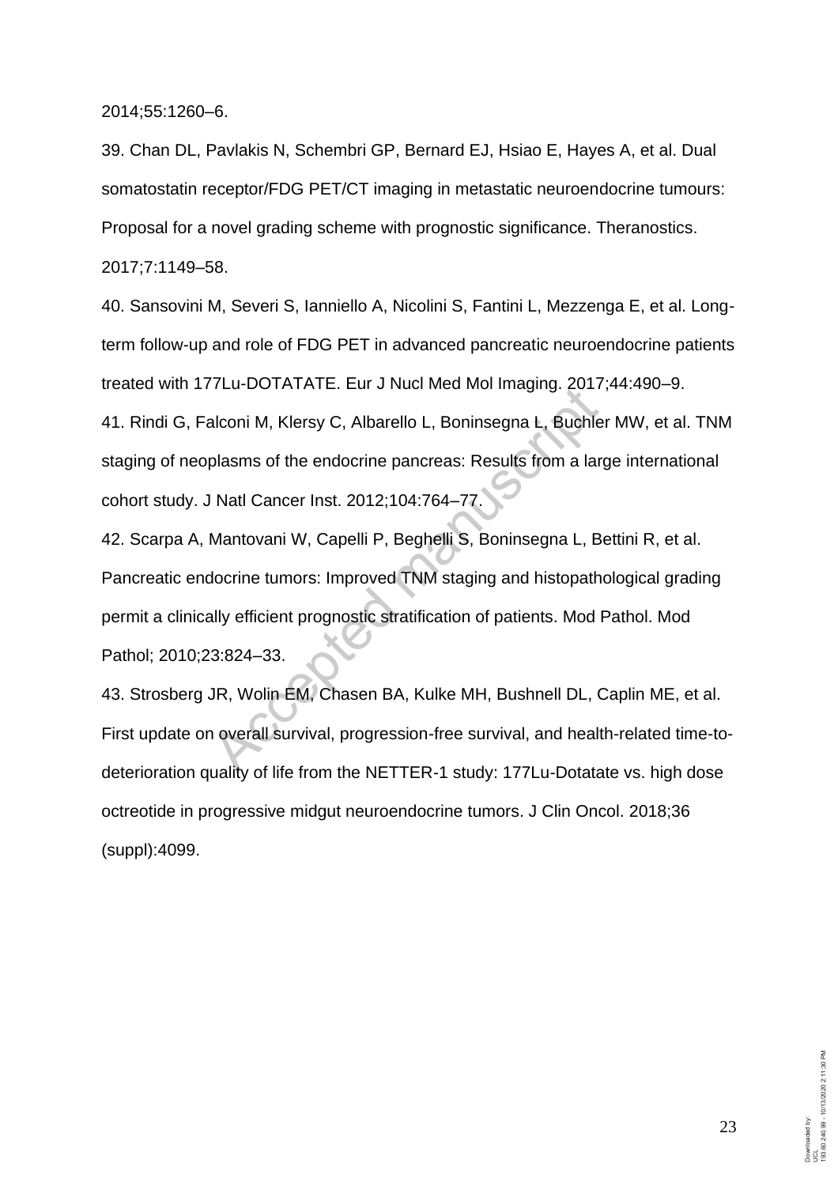2014;55:1260–6.

39. Chan DL, Pavlakis N, Schembri GP, Bernard EJ, Hsiao E, Hayes A, et al. Dual somatostatin receptor/FDG PET/CT imaging in metastatic neuroendocrine tumours: Proposal for a novel grading scheme with prognostic significance. Theranostics. 2017;7:1149–58.

40. Sansovini M, Severi S, Ianniello A, Nicolini S, Fantini L, Mezzenga E, et al. Long-term follow-up and role of FDG PET in advanced pancreatic neuroendocrine patients treated with 177Lu-DOTATATE. Eur J Nucl Med Mol Imaging. 2017;44:490–9.

41. Rindi G, Falconi M, Klersy C, Albarello L, Boninsegna L, Buchler MW, et al. TNM staging of neoplasms of the endocrine pancreas: Results from a large international cohort study. J Natl Cancer Inst. 2012;104:764–77.

42. Scarpa A, Mantovani W, Capelli P, Beghelli S, Boninsegna L, Bettini R, et al. Pancreatic endocrine tumors: Improved TNM staging and histopathological grading permit a clinically efficient prognostic stratification of patients. Mod Pathol. Mod Pathol; 2010;23:824–33.

43. Strosberg JR, Wolin EM, Chasen BA, Kulke MH, Bushnell DL, Caplin ME, et al. First update on overall survival, progression-free survival, and health-related time-to-deterioration quality of life from the NETTER-1 study: 177Lu-Dotatate vs. high dose octreotide in progressive midgut neuroendocrine tumors. J Clin Oncol. 2018;36 (suppl):4099.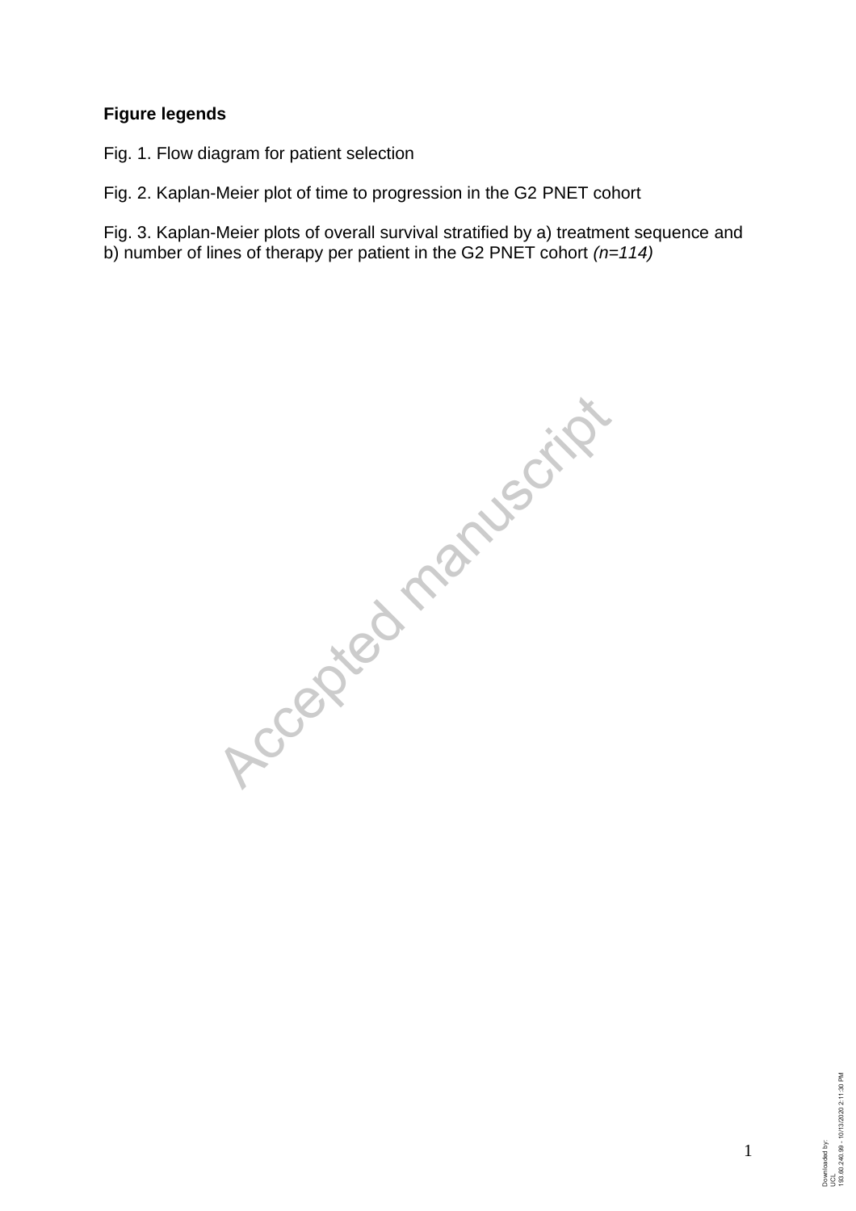**Figure legends**

Fig. 1. Flow diagram for patient selection

Fig. 2. Kaplan-Meier plot of time to progression in the G2 PNET cohort

Fig. 3. Kaplan-Meier plots of overall survival stratified by a) treatment sequence and b) number of lines of therapy per patient in the G2 PNET cohort *(n=114)*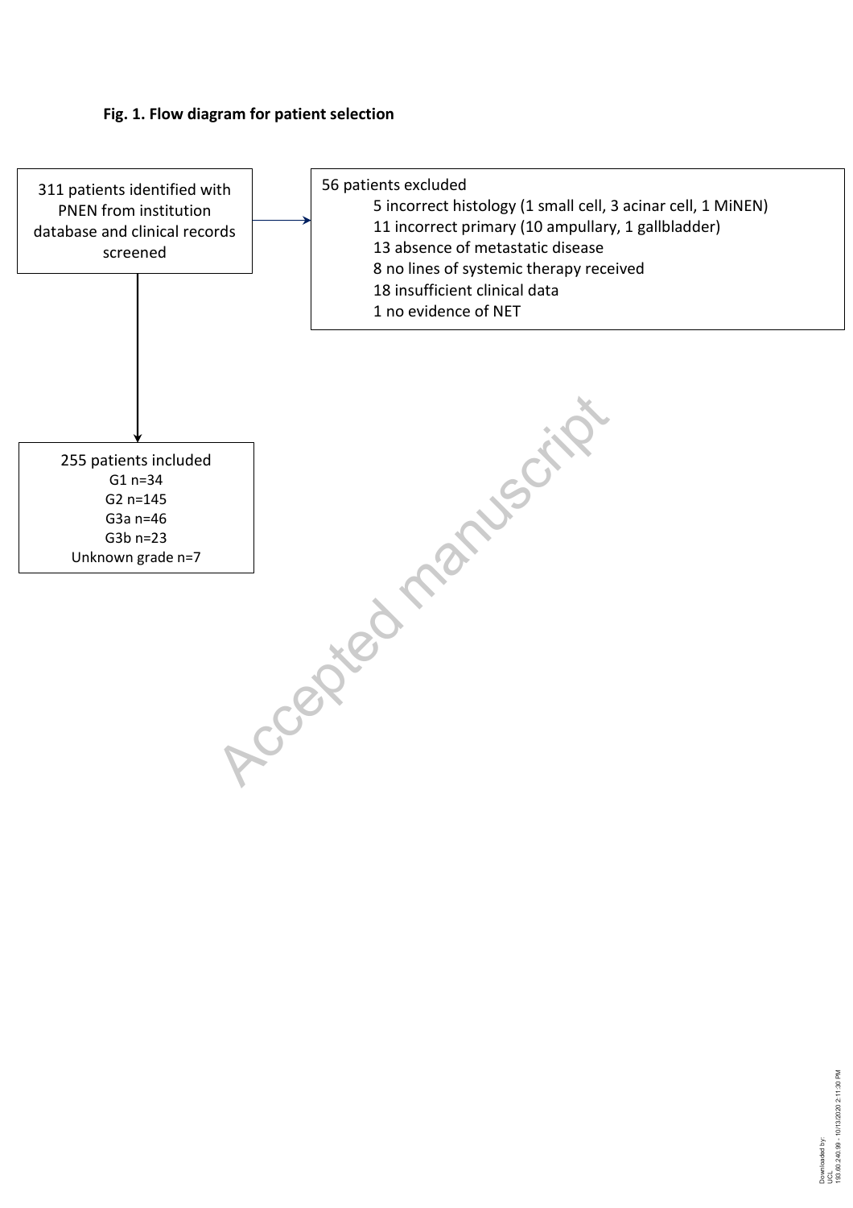**Fig. 1. Flow diagram for patient selection**

311 patients identified with PNEN from institution database and clinical records screened

56 patients excluded
- 5 incorrect histology (1 small cell, 3 acinar cell, 1 MiNEN)
- 11 incorrect primary (10 ampullary, 1 gallbladder)
- 13 absence of metastatic disease
- 8 no lines of systemic therapy received
- 18 insufficient clinical data
- 1 no evidence of NET

255 patients included
- G1 n=34
- G2 n=145
- G3a n=46
- G3b n=23
- Unknown grade n=7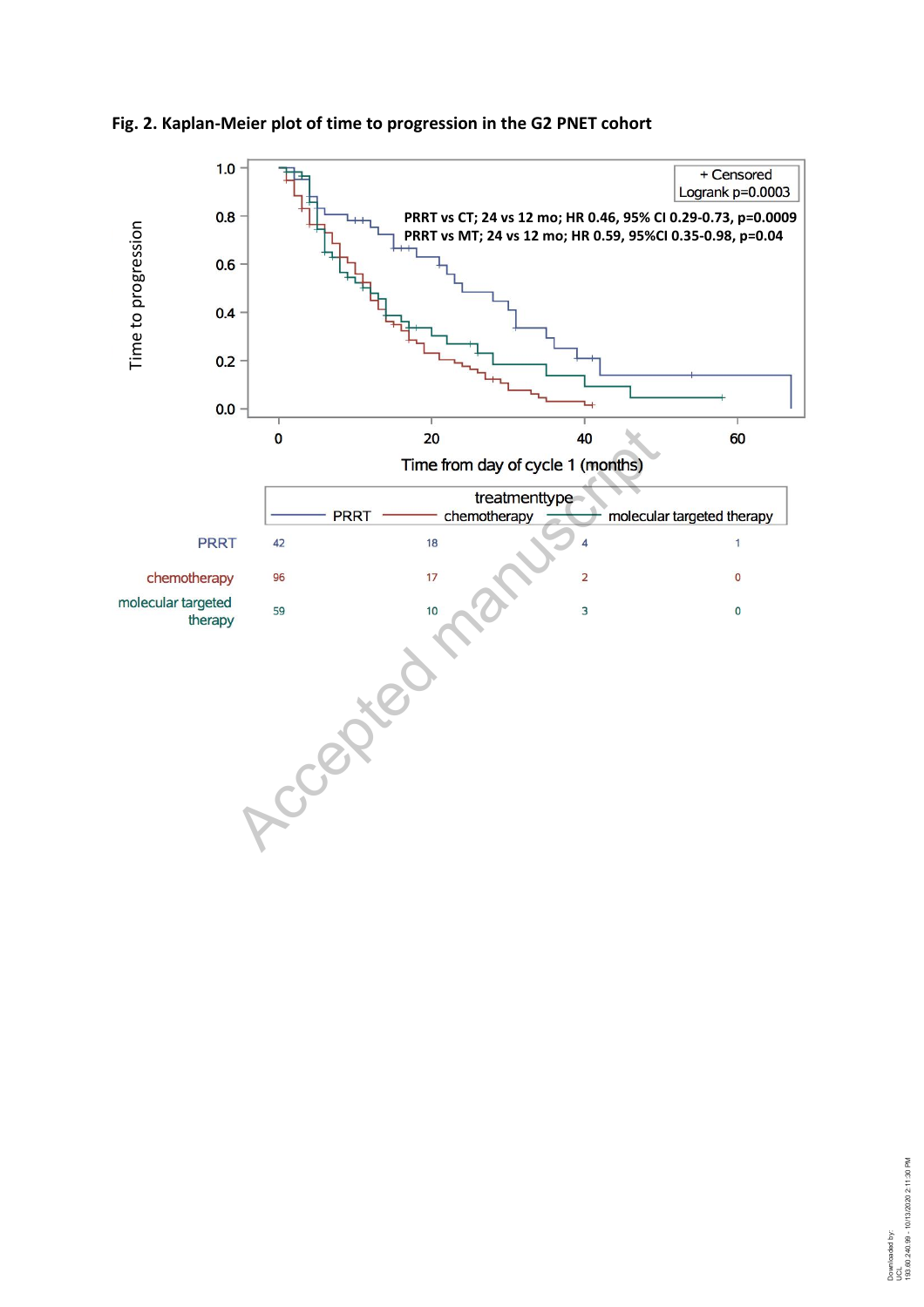**Fig. 2. Kaplan-Meier plot of time to progression in the G2 PNET cohort**

+ Censored
Logrank p=0.0003

PRRT vs CT; 24 vs 12 mo; HR 0.46, 95% CI 0.29-0.73, p=0.0009
PRRT vs MT; 24 vs 12 mo; HR 0.59, 95%CI 0.35-0.98, p=0.04

| | 0 | 20 | 40 | 60 |
|---|---|---|---|---|
| PRRT | 42 | 18 | 4 | 1 |
| chemotherapy | 96 | 17 | 2 | 0 |
| molecular targeted therapy | 59 | 10 | 3 | 0 |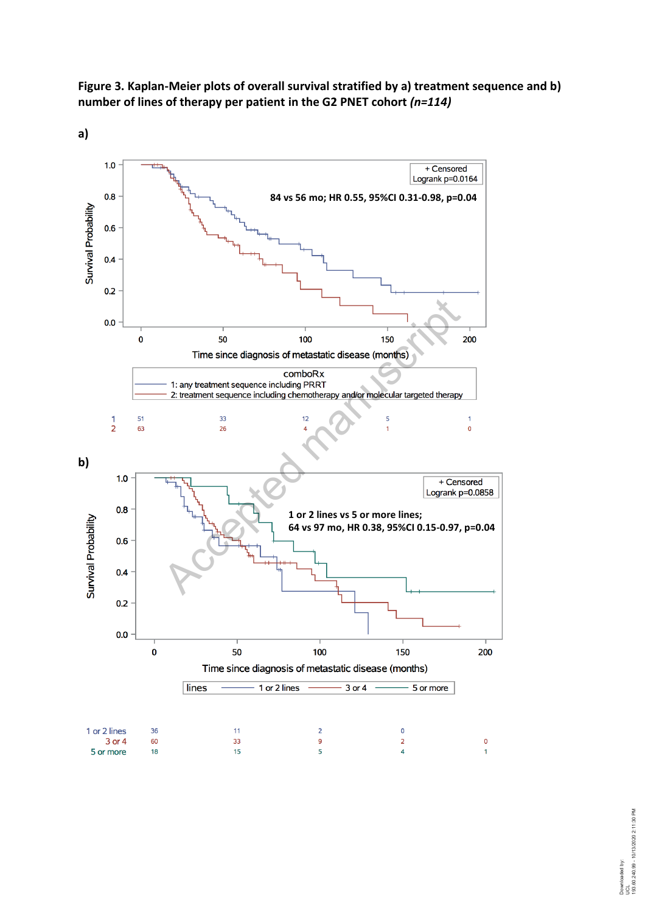**Figure 3. Kaplan-Meier plots of overall survival stratified by a) treatment sequence and b) number of lines of therapy per patient in the G2 PNET cohort *(n=114)***

**a)**

+ Censored
Logrank p=0.0164

84 vs 56 mo; HR 0.55, 95%CI 0.31-0.98, p=0.04

Survival Probability

Time since diagnosis of metastatic disease (months)

comboRx
1: any treatment sequence including PRRT
2: treatment sequence including chemotherapy and/or molecular targeted therapy

| | 0 | 50 | 100 | 150 | 200 |
|---|---|---|---|---|---|
| 1 | 51 | 33 | 12 | 5 | 1 |
| 2 | 63 | 26 | 4 | 1 | 0 |

**b)**

+ Censored
Logrank p=0.0858

1 or 2 lines vs 5 or more lines;
64 vs 97 mo, HR 0.38, 95%CI 0.15-0.97, p=0.04

Survival Probability

Time since diagnosis of metastatic disease (months)

lines: 1 or 2 lines, 3 or 4, 5 or more

| | 0 | 50 | 100 | 150 | 200 |
|---|---|---|---|---|---|
| 1 or 2 lines | 36 | 11 | 2 | 0 | |
| 3 or 4 | 60 | 33 | 9 | 2 | 0 |
| 5 or more | 18 | 15 | 5 | 4 | 1 |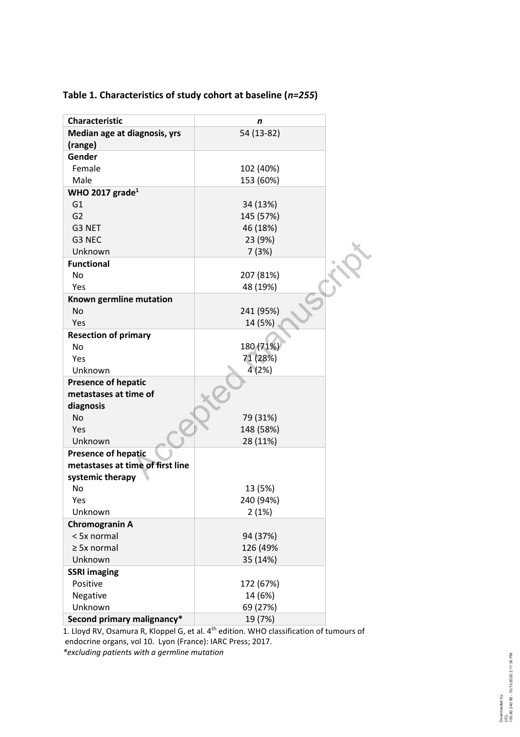**Table 1. Characteristics of study cohort at baseline (*n=255*)**

| Characteristic | *n* |
|---|---|
| **Median age at diagnosis, yrs (range)** | 54 (13-82) |
| **Gender** | |
| Female | 102 (40%) |
| Male | 153 (60%) |
| **WHO 2017 grade**[1] | |
| G1 | 34 (13%) |
| G2 | 145 (57%) |
| G3 NET | 46 (18%) |
| G3 NEC | 23 (9%) |
| Unknown | 7 (3%) |
| **Functional** | |
| No | 207 (81%) |
| Yes | 48 (19%) |
| **Known germline mutation** | |
| No | 241 (95%) |
| Yes | 14 (5%) |
| **Resection of primary** | |
| No | 180 (71%) |
| Yes | 71 (28%) |
| Unknown | 4 (2%) |
| **Presence of hepatic metastases at time of diagnosis** | |
| No | 79 (31%) |
| Yes | 148 (58%) |
| Unknown | 28 (11%) |
| **Presence of hepatic metastases at time of first line systemic therapy** | |
| No | 13 (5%) |
| Yes | 240 (94%) |
| Unknown | 2 (1%) |
| **Chromogranin A** | |
| < 5x normal | 94 (37%) |
| ≥ 5x normal | 126 (49% |
| Unknown | 35 (14%) |
| **SSRI imaging** | |
| Positive | 172 (67%) |
| Negative | 14 (6%) |
| Unknown | 69 (27%) |
| **Second primary malignancy*** | 19 (7%) |

1. Lloyd RV, Osamura R, Kloppel G, et al. 4th edition. WHO classification of tumours of endocrine organs, vol 10. Lyon (France): IARC Press; 2017.

*\*excluding patients with a germline mutation*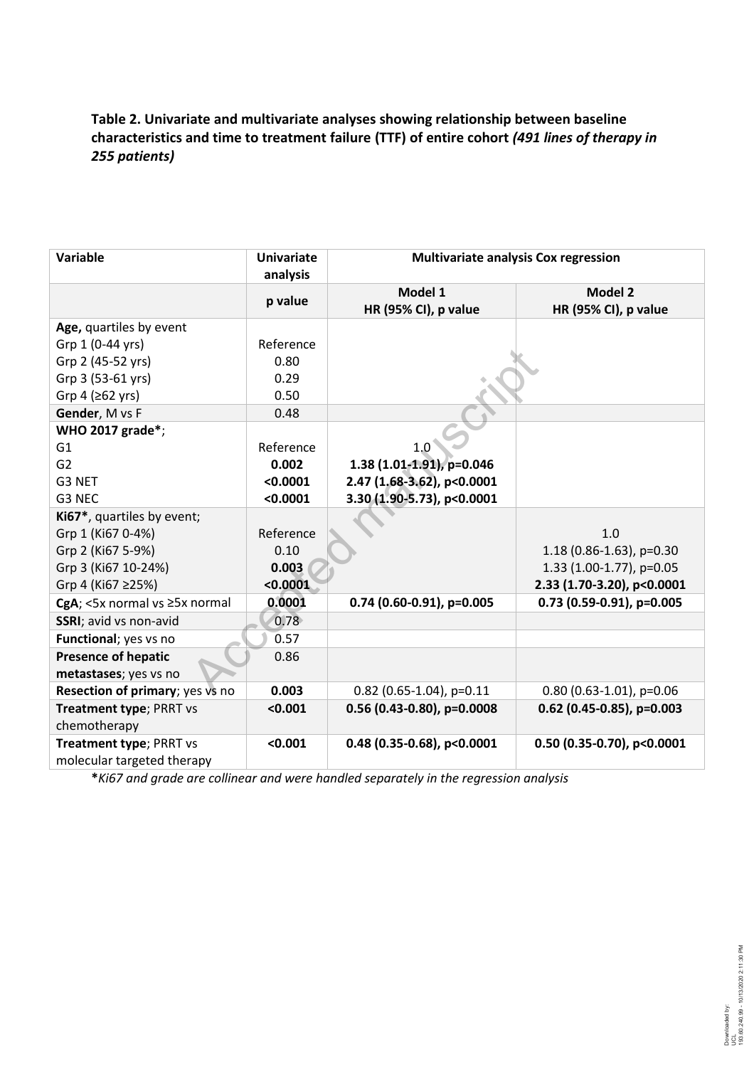**Table 2. Univariate and multivariate analyses showing relationship between baseline characteristics and time to treatment failure (TTF) of entire cohort *(491 lines of therapy in 255 patients)***

| Variable | Univariate analysis | Multivariate analysis Cox regression | |
|---|---|---|---|
| | p value | Model 1<br>HR (95% CI), p value | Model 2<br>HR (95% CI), p value |
| **Age,** quartiles by event | | | |
| Grp 1 (0-44 yrs) | Reference | | |
| Grp 2 (45-52 yrs) | 0.80 | | |
| Grp 3 (53-61 yrs) | 0.29 | | |
| Grp 4 (≥62 yrs) | 0.50 | | |
| **Gender**, M vs F | 0.48 | | |
| **WHO 2017 grade***; | | | |
| G1 | Reference | 1.0 | |
| G2 | **0.002** | **1.38 (1.01-1.91), p=0.046** | |
| G3 NET | **<0.0001** | **2.47 (1.68-3.62), p<0.0001** | |
| G3 NEC | **<0.0001** | **3.30 (1.90-5.73), p<0.0001** | |
| **Ki67***, quartiles by event; | | | |
| Grp 1 (Ki67 0-4%) | Reference | | 1.0 |
| Grp 2 (Ki67 5-9%) | 0.10 | | 1.18 (0.86-1.63), p=0.30 |
| Grp 3 (Ki67 10-24%) | **0.003** | | 1.33 (1.00-1.77), p=0.05 |
| Grp 4 (Ki67 ≥25%) | **<0.0001** | | **2.33 (1.70-3.20), p<0.0001** |
| **CgA**; <5x normal vs ≥5x normal | **0.0001** | **0.74 (0.60-0.91), p=0.005** | **0.73 (0.59-0.91), p=0.005** |
| **SSRI**; avid vs non-avid | 0.78 | | |
| **Functional**; yes vs no | 0.57 | | |
| **Presence of hepatic metastases**; yes vs no | 0.86 | | |
| **Resection of primary**; yes vs no | **0.003** | 0.82 (0.65-1.04), p=0.11 | 0.80 (0.63-1.01), p=0.06 |
| **Treatment type**; PRRT vs chemotherapy | **<0.001** | **0.56 (0.43-0.80), p=0.0008** | **0.62 (0.45-0.85), p=0.003** |
| **Treatment type**; PRRT vs molecular targeted therapy | **<0.001** | **0.48 (0.35-0.68), p<0.0001** | **0.50 (0.35-0.70), p<0.0001** |

***Ki67 and grade are collinear and were handled separately in the regression analysis*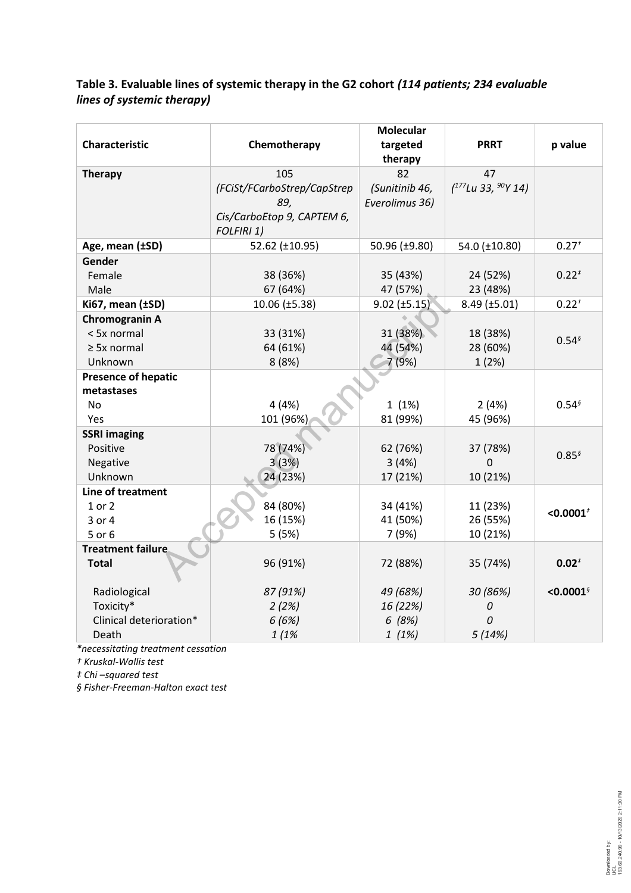**Table 3. Evaluable lines of systemic therapy in the G2 cohort** ***(114 patients; 234 evaluable lines of systemic therapy)***

| Characteristic | Chemotherapy | Molecular targeted therapy | PRRT | p value |
|---|---|---|---|---|
| **Therapy** | 105 *(FCiSt/FCarboStrep/CapStrep 89, Cis/CarboEtop 9, CAPTEM 6, FOLFIRI 1)* | 82 *(Sunitinib 46, Everolimus 36)* | 47 *($^{177}$Lu 33, $^{90}$Y 14)* | |
| **Age, mean (±SD)** | 52.62 (±10.95) | 50.96 (±9.80) | 54.0 (±10.80) | 0.27† |
| **Gender** | | | | |
| Female | 38 (36%) | 35 (43%) | 24 (52%) | 0.22‡ |
| Male | 67 (64%) | 47 (57%) | 23 (48%) | |
| **Ki67, mean (±SD)** | 10.06 (±5.38) | 9.02 (±5.15) | 8.49 (±5.01) | 0.22† |
| **Chromogranin A** | | | | |
| < 5x normal | 33 (31%) | 31 (38%) | 18 (38%) | 0.54§ |
| ≥ 5x normal | 64 (61%) | 44 (54%) | 28 (60%) | |
| Unknown | 8 (8%) | 7 (9%) | 1 (2%) | |
| **Presence of hepatic metastases** | | | | |
| No | 4 (4%) | 1 (1%) | 2 (4%) | 0.54§ |
| Yes | 101 (96%) | 81 (99%) | 45 (96%) | |
| **SSRI imaging** | | | | |
| Positive | 78 (74%) | 62 (76%) | 37 (78%) | 0.85§ |
| Negative | 3 (3%) | 3 (4%) | 0 | |
| Unknown | 24 (23%) | 17 (21%) | 10 (21%) | |
| **Line of treatment** | | | | |
| 1 or 2 | 84 (80%) | 34 (41%) | 11 (23%) | **<0.0001‡** |
| 3 or 4 | 16 (15%) | 41 (50%) | 26 (55%) | |
| 5 or 6 | 5 (5%) | 7 (9%) | 10 (21%) | |
| **Treatment failure** | | | | |
| **Total** | 96 (91%) | 72 (88%) | 35 (74%) | **0.02‡** |
| *Radiological* | *87 (91%)* | *49 (68%)* | *30 (86%)* | **<0.0001§** |
| *Toxicity** | *2 (2%)* | *16 (22%)* | *0* | |
| *Clinical deterioration** | *6 (6%)* | *6 (8%)* | *0* | |
| *Death* | *1 (1%* | *1 (1%)* | *5 (14%)* | |

**necessitating treatment cessation*

*† Kruskal-Wallis test*

*‡ Chi –squared test*

*§ Fisher-Freeman-Halton exact test*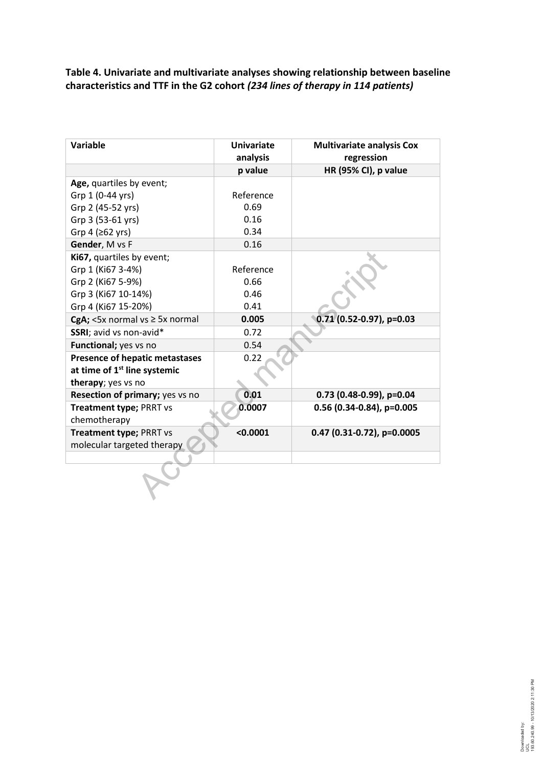**Table 4. Univariate and multivariate analyses showing relationship between baseline characteristics and TTF in the G2 cohort *(234 lines of therapy in 114 patients)***

| Variable | Univariate analysis | Multivariate analysis Cox regression |
|---|---|---|
| | **p value** | **HR (95% CI), p value** |
| **Age,** quartiles by event; | | |
| Grp 1 (0-44 yrs) | Reference | |
| Grp 2 (45-52 yrs) | 0.69 | |
| Grp 3 (53-61 yrs) | 0.16 | |
| Grp 4 (≥62 yrs) | 0.34 | |
| **Gender**, M vs F | 0.16 | |
| **Ki67,** quartiles by event; | | |
| Grp 1 (Ki67 3-4%) | Reference | |
| Grp 2 (Ki67 5-9%) | 0.66 | |
| Grp 3 (Ki67 10-14%) | 0.46 | |
| Grp 4 (Ki67 15-20%) | 0.41 | |
| **CgA;** <5x normal vs ≥ 5x normal | **0.005** | **0.71 (0.52-0.97), p=0.03** |
| **SSRI**; avid vs non-avid* | 0.72 | |
| **Functional;** yes vs no | 0.54 | |
| **Presence of hepatic metastases at time of 1st line systemic therapy**; yes vs no | 0.22 | |
| **Resection of primary;** yes vs no | **0.01** | **0.73 (0.48-0.99), p=0.04** |
| **Treatment type;** PRRT vs chemotherapy | **0.0007** | **0.56 (0.34-0.84), p=0.005** |
| **Treatment type;** PRRT vs molecular targeted therapy | **<0.0001** | **0.47 (0.31-0.72), p=0.0005** |
| | | |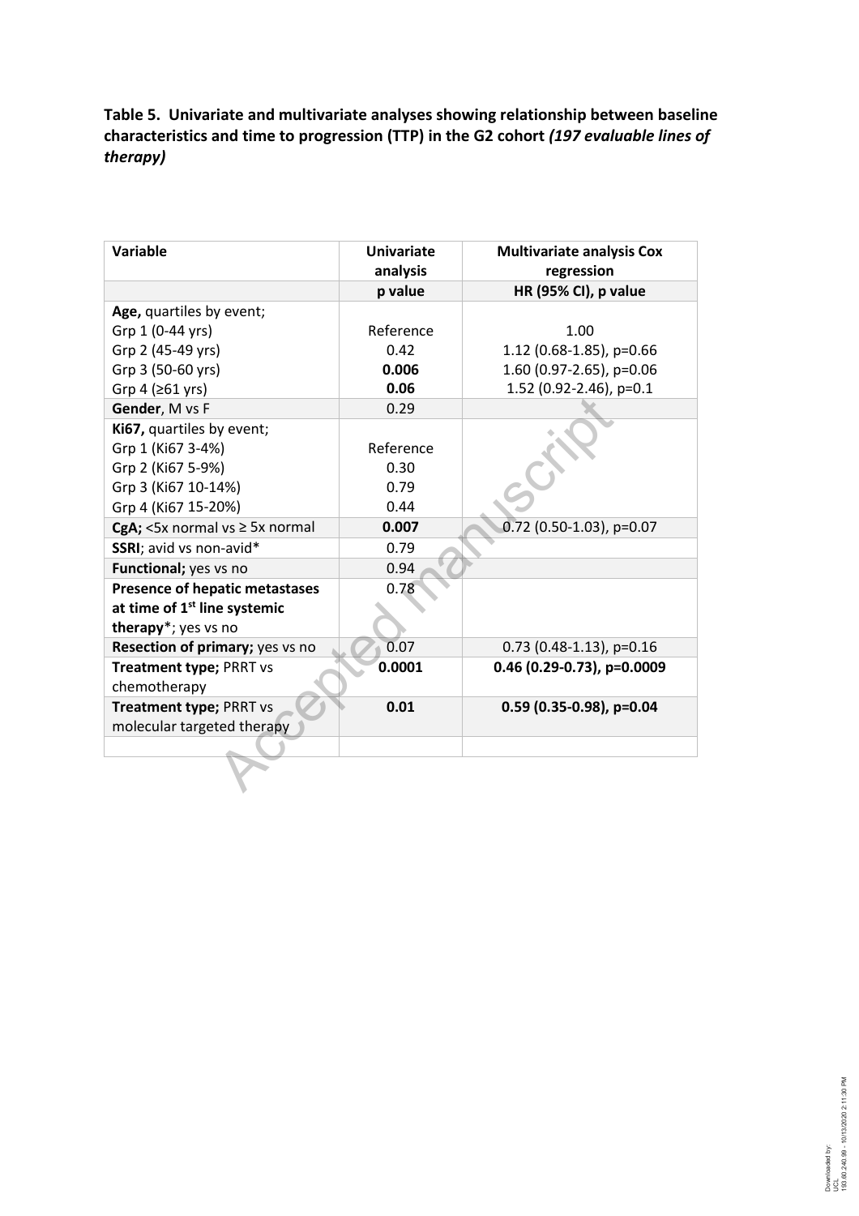**Table 5. Univariate and multivariate analyses showing relationship between baseline characteristics and time to progression (TTP) in the G2 cohort *(197 evaluable lines of therapy)***

| Variable | Univariate analysis | Multivariate analysis Cox regression |
|---|---|---|
| | **p value** | **HR (95% CI), p value** |
| **Age,** quartiles by event; | | |
| Grp 1 (0-44 yrs) | Reference | 1.00 |
| Grp 2 (45-49 yrs) | 0.42 | 1.12 (0.68-1.85), p=0.66 |
| Grp 3 (50-60 yrs) | **0.006** | 1.60 (0.97-2.65), p=0.06 |
| Grp 4 (≥61 yrs) | **0.06** | 1.52 (0.92-2.46), p=0.1 |
| **Gender**, M vs F | 0.29 | |
| **Ki67,** quartiles by event; | | |
| Grp 1 (Ki67 3-4%) | Reference | |
| Grp 2 (Ki67 5-9%) | 0.30 | |
| Grp 3 (Ki67 10-14%) | 0.79 | |
| Grp 4 (Ki67 15-20%) | 0.44 | |
| **CgA;** <5x normal vs ≥ 5x normal | **0.007** | 0.72 (0.50-1.03), p=0.07 |
| **SSRI**; avid vs non-avid* | 0.79 | |
| **Functional;** yes vs no | 0.94 | |
| **Presence of hepatic metastases at time of 1st line systemic therapy***; yes vs no | 0.78 | |
| **Resection of primary;** yes vs no | 0.07 | 0.73 (0.48-1.13), p=0.16 |
| **Treatment type;** PRRT vs chemotherapy | **0.0001** | **0.46 (0.29-0.73), p=0.0009** |
| **Treatment type;** PRRT vs molecular targeted therapy | **0.01** | **0.59 (0.35-0.98), p=0.04** |
| | | |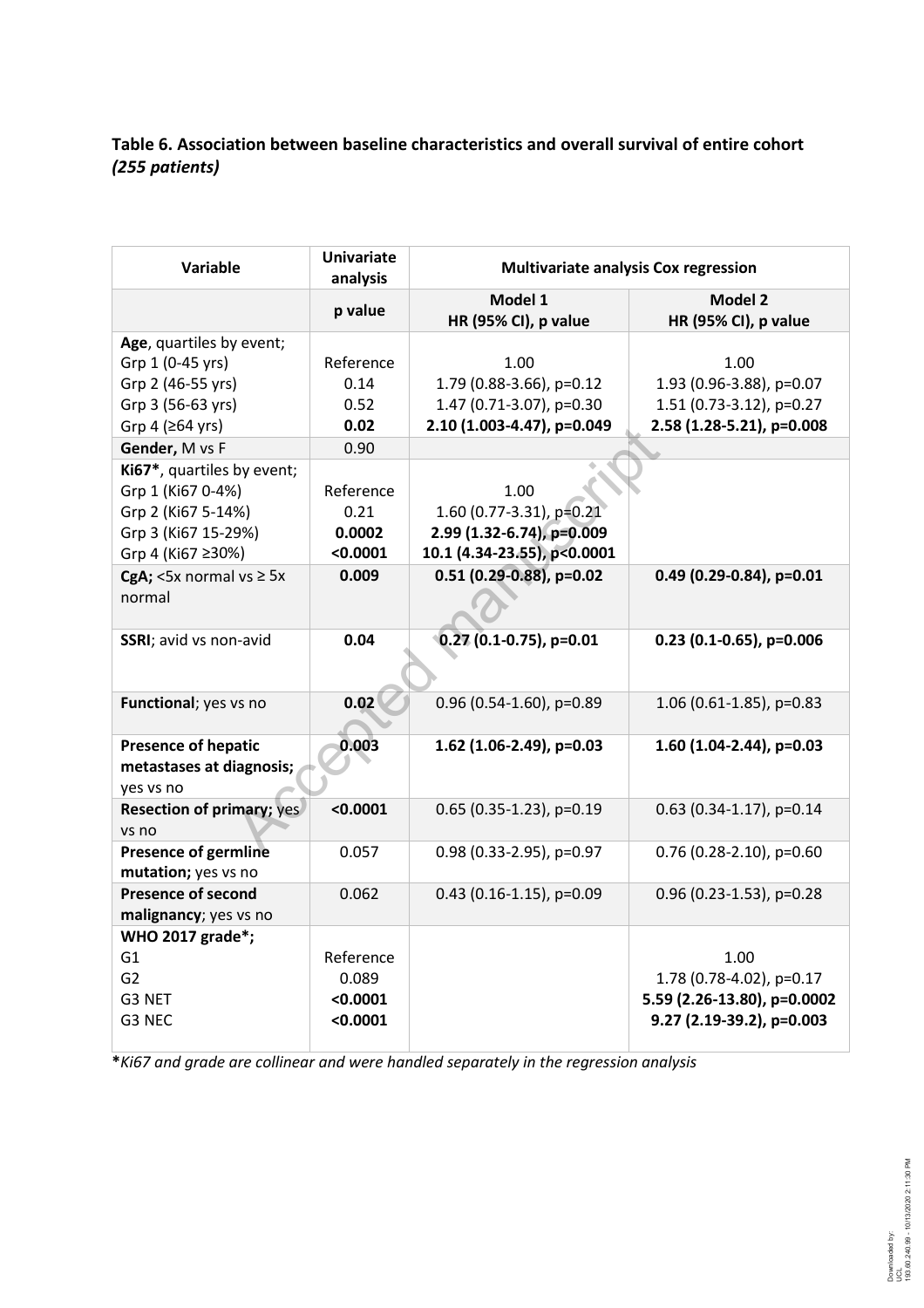**Table 6. Association between baseline characteristics and overall survival of entire cohort *(255 patients)***

| Variable | Univariate analysis | Multivariate analysis Cox regression | |
|---|---|---|---|
| | p value | Model 1<br>HR (95% CI), p value | Model 2<br>HR (95% CI), p value |
| **Age**, quartiles by event; | | | |
| Grp 1 (0-45 yrs) | Reference | 1.00 | 1.00 |
| Grp 2 (46-55 yrs) | 0.14 | 1.79 (0.88-3.66), p=0.12 | 1.93 (0.96-3.88), p=0.07 |
| Grp 3 (56-63 yrs) | 0.52 | 1.47 (0.71-3.07), p=0.30 | 1.51 (0.73-3.12), p=0.27 |
| Grp 4 (≥64 yrs) | **0.02** | **2.10 (1.003-4.47), p=0.049** | **2.58 (1.28-5.21), p=0.008** |
| **Gender,** M vs F | 0.90 | | |
| **Ki67***, quartiles by event; | | | |
| Grp 1 (Ki67 0-4%) | Reference | 1.00 | |
| Grp 2 (Ki67 5-14%) | 0.21 | 1.60 (0.77-3.31), p=0.21 | |
| Grp 3 (Ki67 15-29%) | **0.0002** | **2.99 (1.32-6.74), p=0.009** | |
| Grp 4 (Ki67 ≥30%) | **<0.0001** | **10.1 (4.34-23.55), p<0.0001** | |
| **CgA;** <5x normal vs ≥ 5x normal | **0.009** | **0.51 (0.29-0.88), p=0.02** | **0.49 (0.29-0.84), p=0.01** |
| **SSRI**; avid vs non-avid | **0.04** | **0.27 (0.1-0.75), p=0.01** | **0.23 (0.1-0.65), p=0.006** |
| **Functional**; yes vs no | **0.02** | 0.96 (0.54-1.60), p=0.89 | 1.06 (0.61-1.85), p=0.83 |
| **Presence of hepatic metastases at diagnosis;** yes vs no | **0.003** | **1.62 (1.06-2.49), p=0.03** | **1.60 (1.04-2.44), p=0.03** |
| **Resection of primary;** yes vs no | **<0.0001** | 0.65 (0.35-1.23), p=0.19 | 0.63 (0.34-1.17), p=0.14 |
| **Presence of germline mutation;** yes vs no | 0.057 | 0.98 (0.33-2.95), p=0.97 | 0.76 (0.28-2.10), p=0.60 |
| **Presence of second malignancy**; yes vs no | 0.062 | 0.43 (0.16-1.15), p=0.09 | 0.96 (0.23-1.53), p=0.28 |
| **WHO 2017 grade*;** | | | |
| G1 | Reference | | 1.00 |
| G2 | 0.089 | | 1.78 (0.78-4.02), p=0.17 |
| G3 NET | **<0.0001** | | **5.59 (2.26-13.80), p=0.0002** |
| G3 NEC | **<0.0001** | | **9.27 (2.19-39.2), p=0.003** |

**\***_Ki67 and grade are collinear and were handled separately in the regression analysis_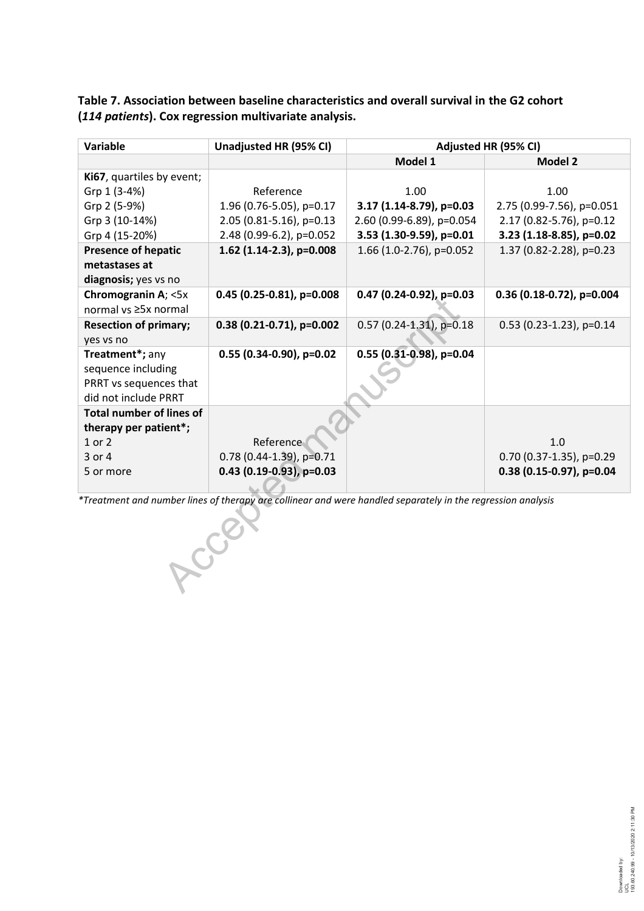**Table 7. Association between baseline characteristics and overall survival in the G2 cohort (*114 patients*). Cox regression multivariate analysis.**

| Variable | Unadjusted HR (95% CI) | Adjusted HR (95% CI) | |
|---|---|---|---|
| | | Model 1 | Model 2 |
| **Ki67**, quartiles by event; | | | |
| Grp 1 (3-4%) | Reference | 1.00 | 1.00 |
| Grp 2 (5-9%) | 1.96 (0.76-5.05), p=0.17 | **3.17 (1.14-8.79), p=0.03** | 2.75 (0.99-7.56), p=0.051 |
| Grp 3 (10-14%) | 2.05 (0.81-5.16), p=0.13 | 2.60 (0.99-6.89), p=0.054 | 2.17 (0.82-5.76), p=0.12 |
| Grp 4 (15-20%) | 2.48 (0.99-6.2), p=0.052 | **3.53 (1.30-9.59), p=0.01** | **3.23 (1.18-8.85), p=0.02** |
| **Presence of hepatic metastases at diagnosis;** yes vs no | **1.62 (1.14-2.3), p=0.008** | 1.66 (1.0-2.76), p=0.052 | 1.37 (0.82-2.28), p=0.23 |
| **Chromogranin A**; <5x normal vs ≥5x normal | **0.45 (0.25-0.81), p=0.008** | **0.47 (0.24-0.92), p=0.03** | **0.36 (0.18-0.72), p=0.004** |
| **Resection of primary;** yes vs no | **0.38 (0.21-0.71), p=0.002** | 0.57 (0.24-1.31), p=0.18 | 0.53 (0.23-1.23), p=0.14 |
| **Treatment*;** any sequence including PRRT vs sequences that did not include PRRT | **0.55 (0.34-0.90), p=0.02** | **0.55 (0.31-0.98), p=0.04** | |
| **Total number of lines of therapy per patient*;** | | | |
| 1 or 2 | Reference | | 1.0 |
| 3 or 4 | 0.78 (0.44-1.39), p=0.71 | | 0.70 (0.37-1.35), p=0.29 |
| 5 or more | **0.43 (0.19-0.93), p=0.03** | | **0.38 (0.15-0.97), p=0.04** |

*\*Treatment and number lines of therapy are collinear and were handled separately in the regression analysis*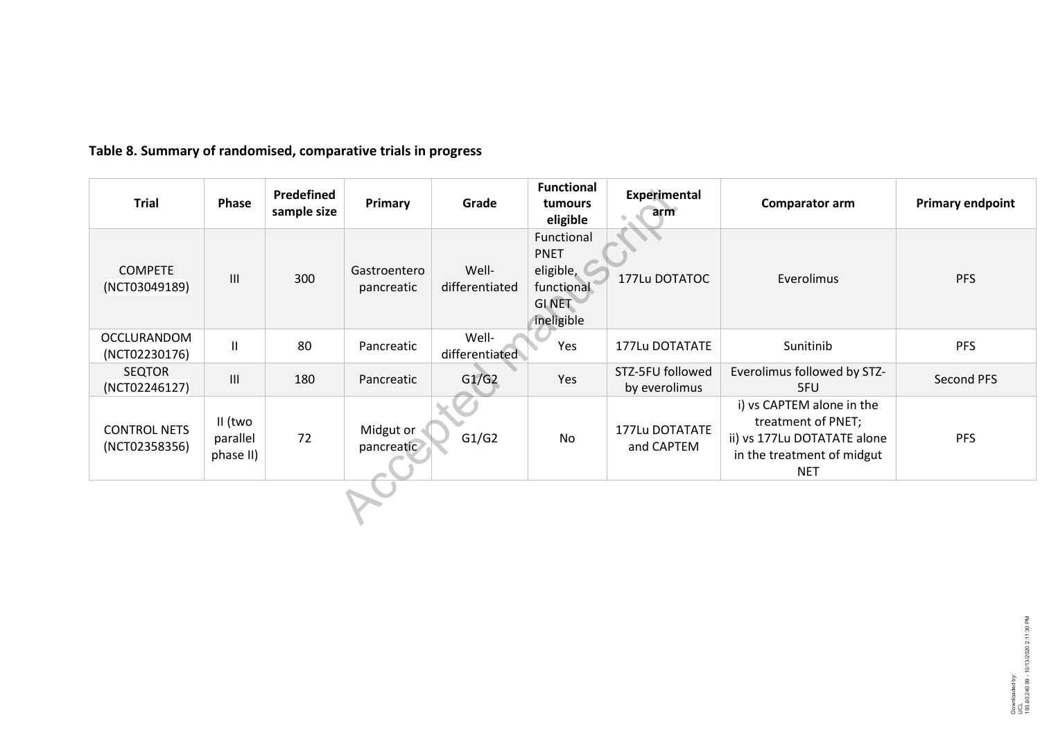**Table 8. Summary of randomised, comparative trials in progress**

| Trial | Phase | Predefined sample size | Primary | Grade | Functional tumours eligible | Experimental arm | Comparator arm | Primary endpoint |
|---|---|---|---|---|---|---|---|---|
| COMPETE (NCT03049189) | III | 300 | Gastroentero pancreatic | Well-differentiated | Functional PNET eligible, functional GI NET ineligible | 177Lu DOTATOC | Everolimus | PFS |
| OCCLURANDOM (NCT02230176) | II | 80 | Pancreatic | Well-differentiated | Yes | 177Lu DOTATATE | Sunitinib | PFS |
| SEQTOR (NCT02246127) | III | 180 | Pancreatic | G1/G2 | Yes | STZ-5FU followed by everolimus | Everolimus followed by STZ-5FU | Second PFS |
| CONTROL NETS (NCT02358356) | II (two parallel phase II) | 72 | Midgut or pancreatic | G1/G2 | No | 177Lu DOTATATE and CAPTEM | i) vs CAPTEM alone in the treatment of PNET; ii) vs 177Lu DOTATATE alone in the treatment of midgut NET | PFS |